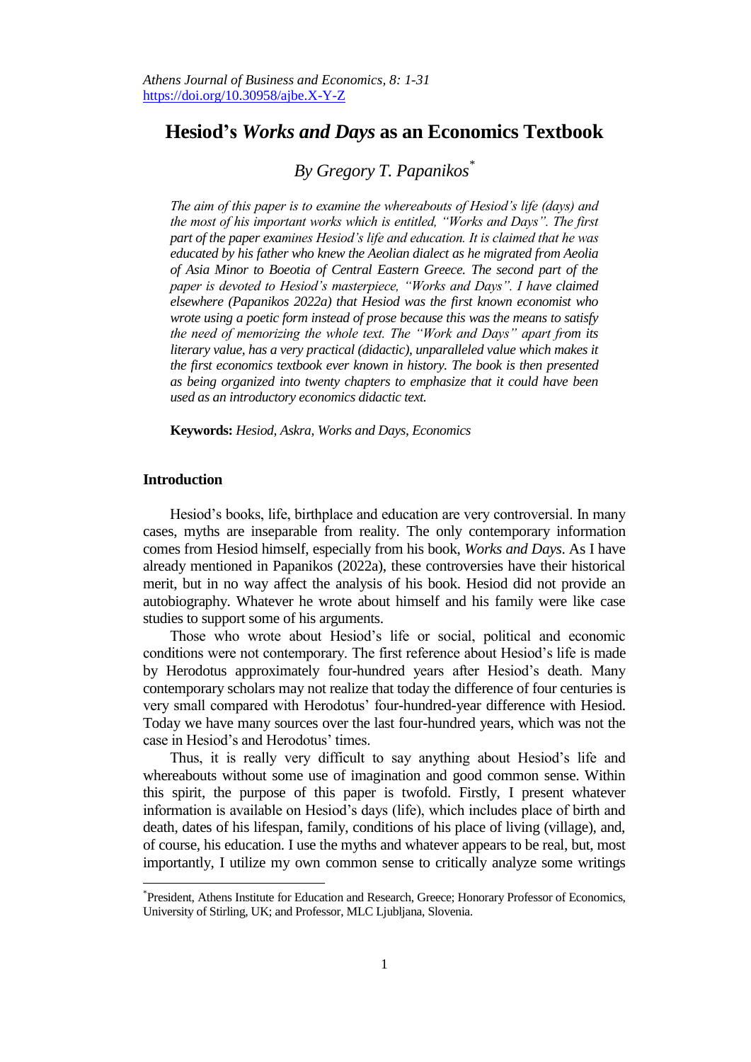# Hesiod's *Works and Days* as an Economics Textbook

*By Gregory T. Papanikos*[*]

*The aim of this paper is to examine the whereabouts of Hesiod's life (days) and the most of his important works which is entitled, "Works and Days". The first part of the paper examines Hesiod's life and education. It is claimed that he was educated by his father who knew the Aeolian dialect as he migrated from Aeolia of Asia Minor to Boeotia of Central Eastern Greece. The second part of the paper is devoted to Hesiod's masterpiece, "Works and Days". I have claimed elsewhere (Papanikos 2022a) that Hesiod was the first known economist who wrote using a poetic form instead of prose because this was the means to satisfy the need of memorizing the whole text. The "Work and Days" apart from its literary value, has a very practical (didactic), unparalleled value which makes it the first economics textbook ever known in history. The book is then presented as being organized into twenty chapters to emphasize that it could have been used as an introductory economics didactic text.*

**Keywords:** *Hesiod, Askra, Works and Days, Economics*

## Introduction

Hesiod's books, life, birthplace and education are very controversial. In many cases, myths are inseparable from reality. The only contemporary information comes from Hesiod himself, especially from his book, *Works and Days*. As I have already mentioned in Papanikos (2022a), these controversies have their historical merit, but in no way affect the analysis of his book. Hesiod did not provide an autobiography. Whatever he wrote about himself and his family were like case studies to support some of his arguments.

Those who wrote about Hesiod's life or social, political and economic conditions were not contemporary. The first reference about Hesiod's life is made by Herodotus approximately four-hundred years after Hesiod's death. Many contemporary scholars may not realize that today the difference of four centuries is very small compared with Herodotus' four-hundred-year difference with Hesiod. Today we have many sources over the last four-hundred years, which was not the case in Hesiod's and Herodotus' times.

Thus, it is really very difficult to say anything about Hesiod's life and whereabouts without some use of imagination and good common sense. Within this spirit, the purpose of this paper is twofold. Firstly, I present whatever information is available on Hesiod's days (life), which includes place of birth and death, dates of his lifespan, family, conditions of his place of living (village), and, of course, his education. I use the myths and whatever appears to be real, but, most importantly, I utilize my own common sense to critically analyze some writings

---

[*] President, Athens Institute for Education and Research, Greece; Honorary Professor of Economics, University of Stirling, UK; and Professor, MLC Ljubljana, Slovenia.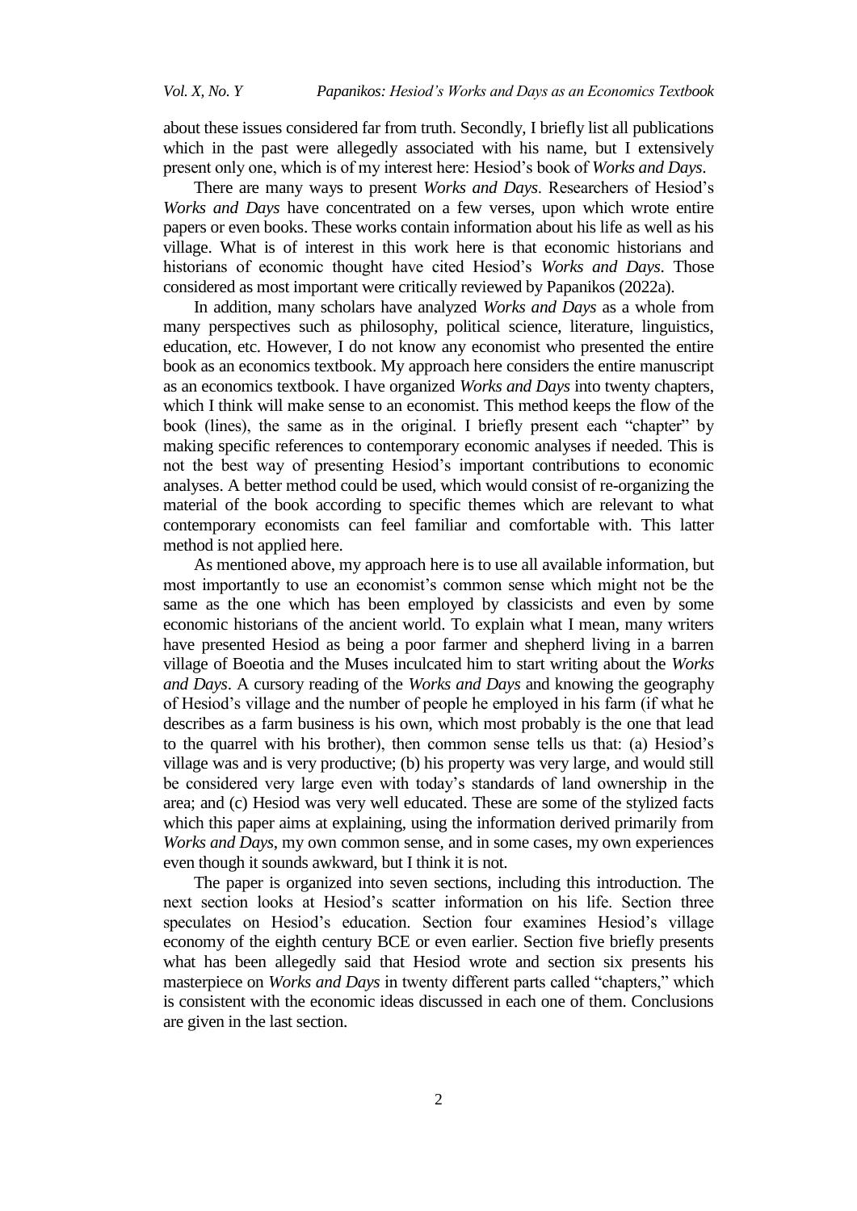about these issues considered far from truth. Secondly, I briefly list all publications which in the past were allegedly associated with his name, but I extensively present only one, which is of my interest here: Hesiod's book of *Works and Days*.

There are many ways to present *Works and Days*. Researchers of Hesiod's *Works and Days* have concentrated on a few verses, upon which wrote entire papers or even books. These works contain information about his life as well as his village. What is of interest in this work here is that economic historians and historians of economic thought have cited Hesiod's *Works and Days*. Those considered as most important were critically reviewed by Papanikos (2022a).

In addition, many scholars have analyzed *Works and Days* as a whole from many perspectives such as philosophy, political science, literature, linguistics, education, etc. However, I do not know any economist who presented the entire book as an economics textbook. My approach here considers the entire manuscript as an economics textbook. I have organized *Works and Days* into twenty chapters, which I think will make sense to an economist. This method keeps the flow of the book (lines), the same as in the original. I briefly present each "chapter" by making specific references to contemporary economic analyses if needed. This is not the best way of presenting Hesiod's important contributions to economic analyses. A better method could be used, which would consist of re-organizing the material of the book according to specific themes which are relevant to what contemporary economists can feel familiar and comfortable with. This latter method is not applied here.

As mentioned above, my approach here is to use all available information, but most importantly to use an economist's common sense which might not be the same as the one which has been employed by classicists and even by some economic historians of the ancient world. To explain what I mean, many writers have presented Hesiod as being a poor farmer and shepherd living in a barren village of Boeotia and the Muses inculcated him to start writing about the *Works and Days*. A cursory reading of the *Works and Days* and knowing the geography of Hesiod's village and the number of people he employed in his farm (if what he describes as a farm business is his own, which most probably is the one that lead to the quarrel with his brother), then common sense tells us that: (a) Hesiod's village was and is very productive; (b) his property was very large, and would still be considered very large even with today's standards of land ownership in the area; and (c) Hesiod was very well educated. These are some of the stylized facts which this paper aims at explaining, using the information derived primarily from *Works and Days*, my own common sense, and in some cases, my own experiences even though it sounds awkward, but I think it is not.

The paper is organized into seven sections, including this introduction. The next section looks at Hesiod's scatter information on his life. Section three speculates on Hesiod's education. Section four examines Hesiod's village economy of the eighth century BCE or even earlier. Section five briefly presents what has been allegedly said that Hesiod wrote and section six presents his masterpiece on *Works and Days* in twenty different parts called "chapters," which is consistent with the economic ideas discussed in each one of them. Conclusions are given in the last section.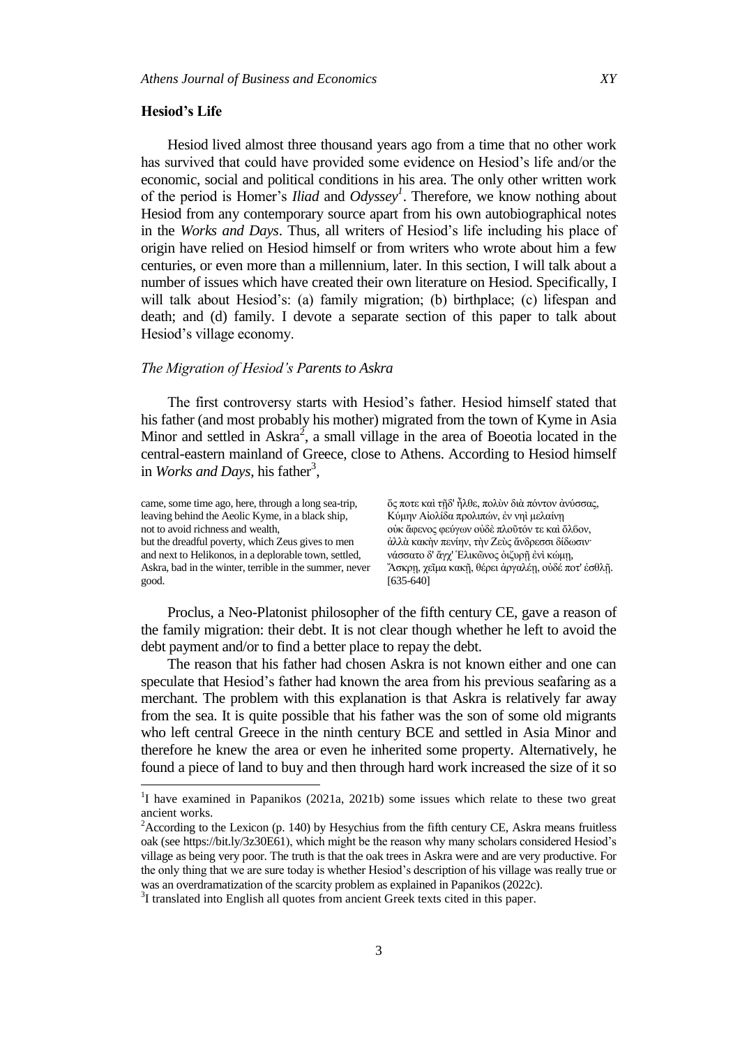## Hesiod's Life

Hesiod lived almost three thousand years ago from a time that no other work has survived that could have provided some evidence on Hesiod's life and/or the economic, social and political conditions in his area. The only other written work of the period is Homer's *Iliad* and *Odyssey*[1]. Therefore, we know nothing about Hesiod from any contemporary source apart from his own autobiographical notes in the *Works and Days*. Thus, all writers of Hesiod's life including his place of origin have relied on Hesiod himself or from writers who wrote about him a few centuries, or even more than a millennium, later. In this section, I will talk about a number of issues which have created their own literature on Hesiod. Specifically, I will talk about Hesiod's: (a) family migration; (b) birthplace; (c) lifespan and death; and (d) family. I devote a separate section of this paper to talk about Hesiod's village economy.

### *The Migration of Hesiod's Parents to Askra*

The first controversy starts with Hesiod's father. Hesiod himself stated that his father (and most probably his mother) migrated from the town of Kyme in Asia Minor and settled in Askra[2], a small village in the area of Boeotia located in the central-eastern mainland of Greece, close to Athens. According to Hesiod himself in *Works and Days*, his father[3],

| | |
|---|---|
| came, some time ago, here, through a long sea-trip, | ὅς ποτε καὶ τῇδ' ἦλθε, πολὺν διὰ πόντον ἀνύσσας, |
| leaving behind the Aeolic Kyme, in a black ship, | Κύμην Αἰολίδα προλιπών, ἐν νηὶ μελαίνῃ |
| not to avoid richness and wealth, | οὐκ ἄφενος φεύγων οὐδὲ πλοῦτόν τε καὶ ὄλβον, |
| but the dreadful poverty, which Zeus gives to men | ἀλλὰ κακὴν πενίην, τὴν Ζεὺς ἄνδρεσσι δίδωσιν· |
| and next to Helikonos, in a deplorable town, settled, | νάσσατο δ' ἄγχ' Ἑλικῶνος ὀιζυρῇ ἐνὶ κώμῃ, |
| Askra, bad in the winter, terrible in the summer, never good. | Ἄσκρῃ, χεῖμα κακῇ, θέρει ἀργαλέῃ, οὐδέ ποτ' ἐσθλῇ. [635-640] |

Proclus, a Neo-Platonist philosopher of the fifth century CE, gave a reason of the family migration: their debt. It is not clear though whether he left to avoid the debt payment and/or to find a better place to repay the debt.

The reason that his father had chosen Askra is not known either and one can speculate that Hesiod's father had known the area from his previous seafaring as a merchant. The problem with this explanation is that Askra is relatively far away from the sea. It is quite possible that his father was the son of some old migrants who left central Greece in the ninth century BCE and settled in Asia Minor and therefore he knew the area or even he inherited some property. Alternatively, he found a piece of land to buy and then through hard work increased the size of it so

---

[1] I have examined in Papanikos (2021a, 2021b) some issues which relate to these two great ancient works.

[2] According to the Lexicon (p. 140) by Hesychius from the fifth century CE, Askra means fruitless oak (see https://bit.ly/3z30E61), which might be the reason why many scholars considered Hesiod's village as being very poor. The truth is that the oak trees in Askra were and are very productive. For the only thing that we are sure today is whether Hesiod's description of his village was really true or was an overdramatization of the scarcity problem as explained in Papanikos (2022c).

[3] I translated into English all quotes from ancient Greek texts cited in this paper.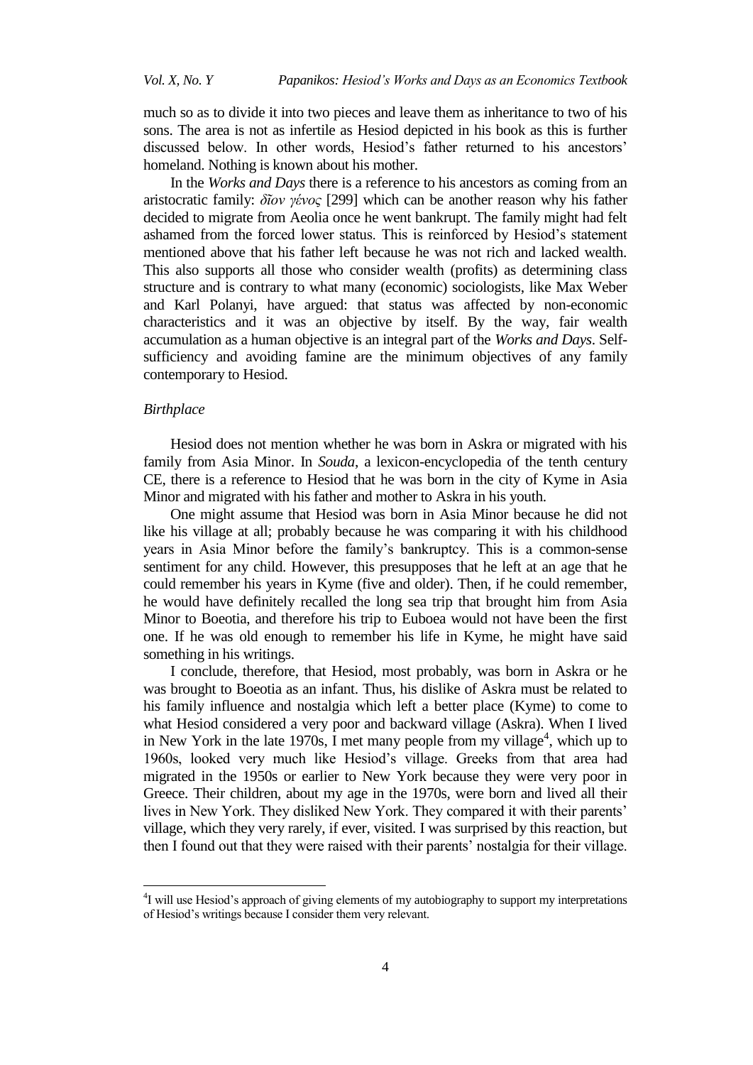much so as to divide it into two pieces and leave them as inheritance to two of his sons. The area is not as infertile as Hesiod depicted in his book as this is further discussed below. In other words, Hesiod's father returned to his ancestors' homeland. Nothing is known about his mother.

In the *Works and Days* there is a reference to his ancestors as coming from an aristocratic family: *δῖον γένος* [299] which can be another reason why his father decided to migrate from Aeolia once he went bankrupt. The family might had felt ashamed from the forced lower status. This is reinforced by Hesiod's statement mentioned above that his father left because he was not rich and lacked wealth. This also supports all those who consider wealth (profits) as determining class structure and is contrary to what many (economic) sociologists, like Max Weber and Karl Polanyi, have argued: that status was affected by non-economic characteristics and it was an objective by itself. By the way, fair wealth accumulation as a human objective is an integral part of the *Works and Days*. Self-sufficiency and avoiding famine are the minimum objectives of any family contemporary to Hesiod.

*Birthplace*

Hesiod does not mention whether he was born in Askra or migrated with his family from Asia Minor. In *Souda*, a lexicon-encyclopedia of the tenth century CE, there is a reference to Hesiod that he was born in the city of Kyme in Asia Minor and migrated with his father and mother to Askra in his youth.

One might assume that Hesiod was born in Asia Minor because he did not like his village at all; probably because he was comparing it with his childhood years in Asia Minor before the family's bankruptcy. This is a common-sense sentiment for any child. However, this presupposes that he left at an age that he could remember his years in Kyme (five and older). Then, if he could remember, he would have definitely recalled the long sea trip that brought him from Asia Minor to Boeotia, and therefore his trip to Euboea would not have been the first one. If he was old enough to remember his life in Kyme, he might have said something in his writings.

I conclude, therefore, that Hesiod, most probably, was born in Askra or he was brought to Boeotia as an infant. Thus, his dislike of Askra must be related to his family influence and nostalgia which left a better place (Kyme) to come to what Hesiod considered a very poor and backward village (Askra). When I lived in New York in the late 1970s, I met many people from my village[4], which up to 1960s, looked very much like Hesiod's village. Greeks from that area had migrated in the 1950s or earlier to New York because they were very poor in Greece. Their children, about my age in the 1970s, were born and lived all their lives in New York. They disliked New York. They compared it with their parents' village, which they very rarely, if ever, visited. I was surprised by this reaction, but then I found out that they were raised with their parents' nostalgia for their village.

[4]I will use Hesiod's approach of giving elements of my autobiography to support my interpretations of Hesiod's writings because I consider them very relevant.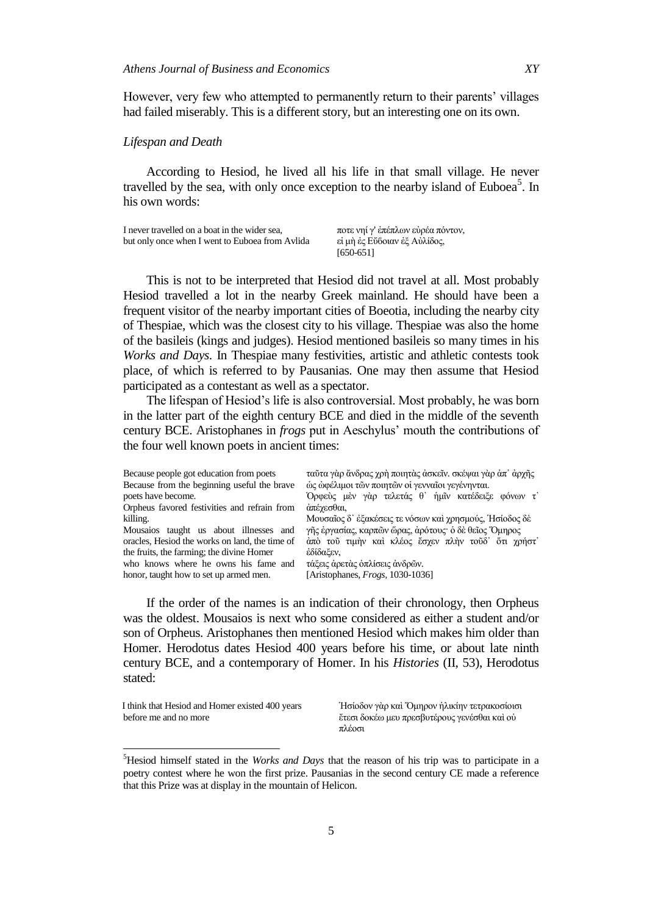However, very few who attempted to permanently return to their parents' villages had failed miserably. This is a different story, but an interesting one on its own.

### *Lifespan and Death*

According to Hesiod, he lived all his life in that small village. He never travelled by the sea, with only once exception to the nearby island of Euboea[5]. In his own words:

| | |
|---|---|
| I never travelled on a boat in the wider sea,<br>but only once when I went to Euboea from Avlida | ποτε νηί γ' ἐπέπλων εὐρέα πόντον,<br>εἰ μὴ ἐς Εὔβοιαν ἐξ Αὐλίδος,<br>[650-651] |

This is not to be interpreted that Hesiod did not travel at all. Most probably Hesiod travelled a lot in the nearby Greek mainland. He should have been a frequent visitor of the nearby important cities of Boeotia, including the nearby city of Thespiae, which was the closest city to his village. Thespiae was also the home of the basileis (kings and judges). Hesiod mentioned basileis so many times in his *Works and Days*. In Thespiae many festivities, artistic and athletic contests took place, of which is referred to by Pausanias. One may then assume that Hesiod participated as a contestant as well as a spectator.

The lifespan of Hesiod's life is also controversial. Most probably, he was born in the latter part of the eighth century BCE and died in the middle of the seventh century BCE. Aristophanes in *frogs* put in Aeschylus' mouth the contributions of the four well known poets in ancient times:

| | |
|---|---|
| Because people got education from poets<br>Because from the beginning useful the brave poets have become.<br>Orpheus favored festivities and refrain from killing.<br>Mousaios taught us about illnesses and oracles, Hesiod the works on land, the time of the fruits, the farming; the divine Homer<br>who knows where he owns his fame and honor, taught how to set up armed men. | ταῦτα γὰρ ἄνδρας χρὴ ποιητὰς ἀσκεῖν. σκέψαι γὰρ ἀπ᾽ ἀρχῆς<br>ὡς ὠφέλιμοι τῶν ποιητῶν οἱ γενναῖοι γεγένηνται.<br>Ὀρφεὺς μὲν γὰρ τελετάς θ᾽ ἡμῖν κατέδειξε φόνων τ᾽ ἀπέχεσθαι,<br>Μουσαῖος δ᾽ ἐξακέσεις τε νόσων καὶ χρησμούς, Ἡσίοδος δὲ<br>γῆς ἐργασίας, καρπῶν ὥρας, ἀρότους· ὁ δὲ θεῖος Ὅμηρος<br>ἀπὸ τοῦ τιμὴν καὶ κλέος ἔσχεν πλὴν τοῦδ᾽ ὅτι χρήστ᾽ ἐδίδαξεν,<br>τάξεις ἀρετὰς ὁπλίσεις ἀνδρῶν.<br>[Aristophanes, *Frogs*, 1030-1036] |

If the order of the names is an indication of their chronology, then Orpheus was the oldest. Mousaios is next who some considered as either a student and/or son of Orpheus. Aristophanes then mentioned Hesiod which makes him older than Homer. Herodotus dates Hesiod 400 years before his time, or about late ninth century BCE, and a contemporary of Homer. In his *Histories* (II, 53), Herodotus stated:

| | |
|---|---|
| I think that Hesiod and Homer existed 400 years before me and no more | Ἡσίοδον γὰρ καὶ Ὅμηρον ἡλικίην τετρακοσίοισι ἔτεσι δοκέω μευ πρεσβυτέρους γενέσθαι καὶ οὐ πλέοσι |

[5]Hesiod himself stated in the *Works and Days* that the reason of his trip was to participate in a poetry contest where he won the first prize. Pausanias in the second century CE made a reference that this Prize was at display in the mountain of Helicon.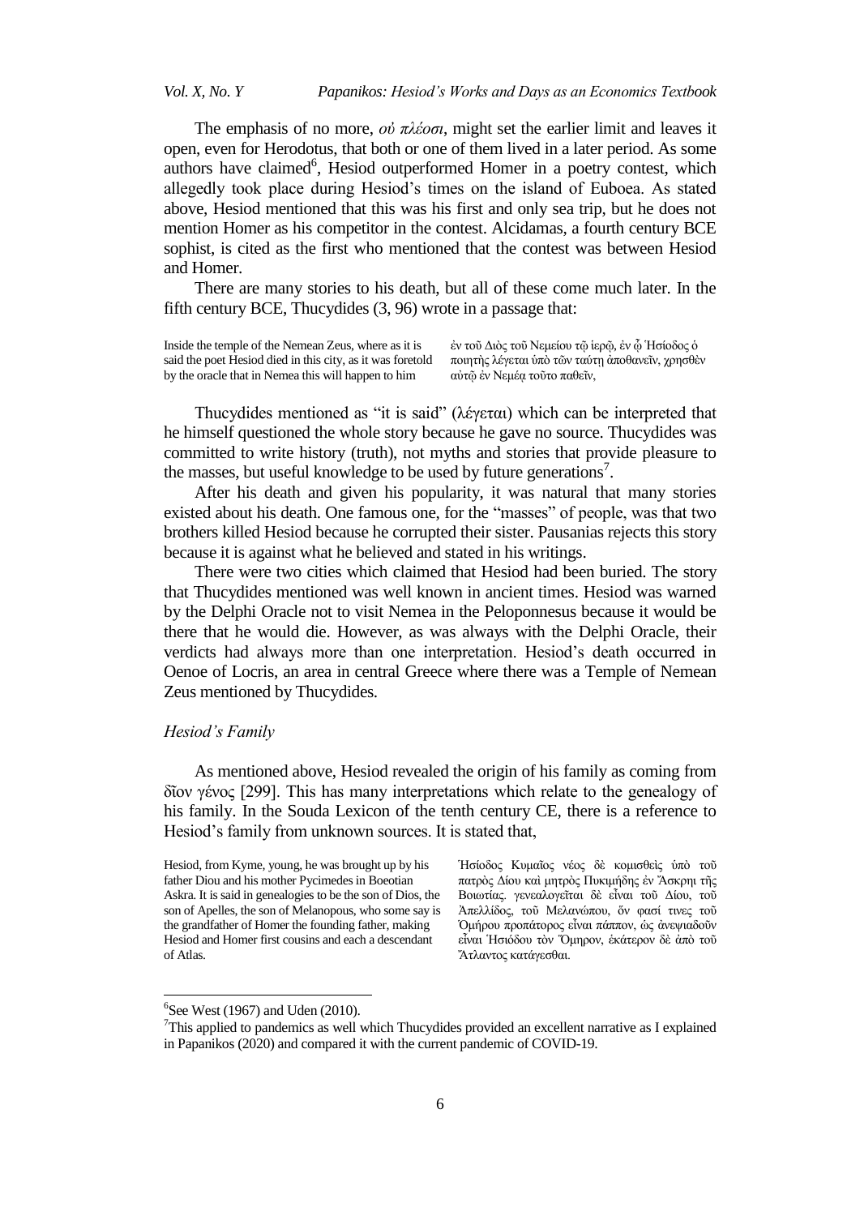The emphasis of no more, *οὐ πλέοσι*, might set the earlier limit and leaves it open, even for Herodotus, that both or one of them lived in a later period. As some authors have claimed[6], Hesiod outperformed Homer in a poetry contest, which allegedly took place during Hesiod's times on the island of Euboea. As stated above, Hesiod mentioned that this was his first and only sea trip, but he does not mention Homer as his competitor in the contest. Alcidamas, a fourth century BCE sophist, is cited as the first who mentioned that the contest was between Hesiod and Homer.

There are many stories to his death, but all of these come much later. In the fifth century BCE, Thucydides (3, 96) wrote in a passage that:

| | |
|---|---|
| Inside the temple of the Nemean Zeus, where as it is said the poet Hesiod died in this city, as it was foretold by the oracle that in Nemea this will happen to him | ἐν τοῦ Διὸς τοῦ Νεμείου τῷ ἱερῷ, ἐν ᾧ Ἡσίοδος ὁ ποιητὴς λέγεται ὑπὸ τῶν ταύτῃ ἀποθανεῖν, χρησθὲν αὐτῷ ἐν Νεμέᾳ τοῦτο παθεῖν, |

Thucydides mentioned as "it is said" (λέγεται) which can be interpreted that he himself questioned the whole story because he gave no source. Thucydides was committed to write history (truth), not myths and stories that provide pleasure to the masses, but useful knowledge to be used by future generations[7].

After his death and given his popularity, it was natural that many stories existed about his death. One famous one, for the "masses" of people, was that two brothers killed Hesiod because he corrupted their sister. Pausanias rejects this story because it is against what he believed and stated in his writings.

There were two cities which claimed that Hesiod had been buried. The story that Thucydides mentioned was well known in ancient times. Hesiod was warned by the Delphi Oracle not to visit Nemea in the Peloponnesus because it would be there that he would die. However, as was always with the Delphi Oracle, their verdicts had always more than one interpretation. Hesiod's death occurred in Oenoe of Locris, an area in central Greece where there was a Temple of Nemean Zeus mentioned by Thucydides.

### *Hesiod's Family*

As mentioned above, Hesiod revealed the origin of his family as coming from δῖον γένος [299]. This has many interpretations which relate to the genealogy of his family. In the Souda Lexicon of the tenth century CE, there is a reference to Hesiod's family from unknown sources. It is stated that,

| | |
|---|---|
| Hesiod, from Kyme, young, he was brought up by his father Diou and his mother Pycimedes in Boeotian Askra. It is said in genealogies to be the son of Dios, the son of Apelles, the son of Melanopous, who some say is the grandfather of Homer the founding father, making Hesiod and Homer first cousins and each a descendant of Atlas. | Ἡσίοδος Κυμαῖος νέος δὲ κομισθεὶς ὑπὸ τοῦ πατρὸς Δίου καὶ μητρὸς Πυκιμήδης ἐν Ἄσκρῃ τῆς Βοιωτίας. γενεαλογεῖται δὲ εἶναι τοῦ Δίου, τοῦ Ἀπελλίδος, τοῦ Μελανώπου, ὅν φασί τινες τοῦ Ὁμήρου προπάτορος εἶναι πάππον, ὡς ἀνεψιαδοῦν εἶναι Ἡσιόδου τὸν Ὅμηρον, ἑκάτερον δὲ ἀπὸ τοῦ Ἄτλαντος κατάγεσθαι. |

---

[6] See West (1967) and Uden (2010).

[7] This applied to pandemics as well which Thucydides provided an excellent narrative as I explained in Papanikos (2020) and compared it with the current pandemic of COVID-19.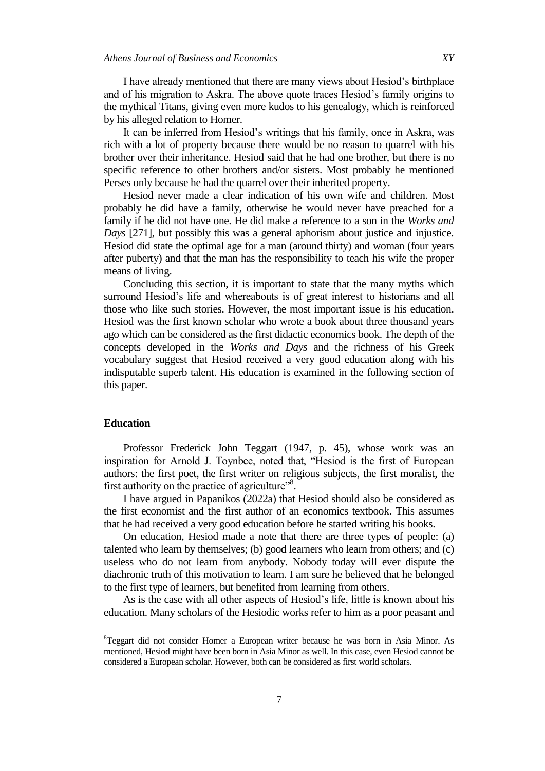I have already mentioned that there are many views about Hesiod's birthplace and of his migration to Askra. The above quote traces Hesiod's family origins to the mythical Titans, giving even more kudos to his genealogy, which is reinforced by his alleged relation to Homer.

It can be inferred from Hesiod's writings that his family, once in Askra, was rich with a lot of property because there would be no reason to quarrel with his brother over their inheritance. Hesiod said that he had one brother, but there is no specific reference to other brothers and/or sisters. Most probably he mentioned Perses only because he had the quarrel over their inherited property.

Hesiod never made a clear indication of his own wife and children. Most probably he did have a family, otherwise he would never have preached for a family if he did not have one. He did make a reference to a son in the *Works and Days* [271], but possibly this was a general aphorism about justice and injustice. Hesiod did state the optimal age for a man (around thirty) and woman (four years after puberty) and that the man has the responsibility to teach his wife the proper means of living.

Concluding this section, it is important to state that the many myths which surround Hesiod's life and whereabouts is of great interest to historians and all those who like such stories. However, the most important issue is his education. Hesiod was the first known scholar who wrote a book about three thousand years ago which can be considered as the first didactic economics book. The depth of the concepts developed in the *Works and Days* and the richness of his Greek vocabulary suggest that Hesiod received a very good education along with his indisputable superb talent. His education is examined in the following section of this paper.

## Education

Professor Frederick John Teggart (1947, p. 45), whose work was an inspiration for Arnold J. Toynbee, noted that, "Hesiod is the first of European authors: the first poet, the first writer on religious subjects, the first moralist, the first authority on the practice of agriculture"[8].

I have argued in Papanikos (2022a) that Hesiod should also be considered as the first economist and the first author of an economics textbook. This assumes that he had received a very good education before he started writing his books.

On education, Hesiod made a note that there are three types of people: (a) talented who learn by themselves; (b) good learners who learn from others; and (c) useless who do not learn from anybody. Nobody today will ever dispute the diachronic truth of this motivation to learn. I am sure he believed that he belonged to the first type of learners, but benefited from learning from others.

As is the case with all other aspects of Hesiod's life, little is known about his education. Many scholars of the Hesiodic works refer to him as a poor peasant and

[8]Teggart did not consider Homer a European writer because he was born in Asia Minor. As mentioned, Hesiod might have been born in Asia Minor as well. In this case, even Hesiod cannot be considered a European scholar. However, both can be considered as first world scholars.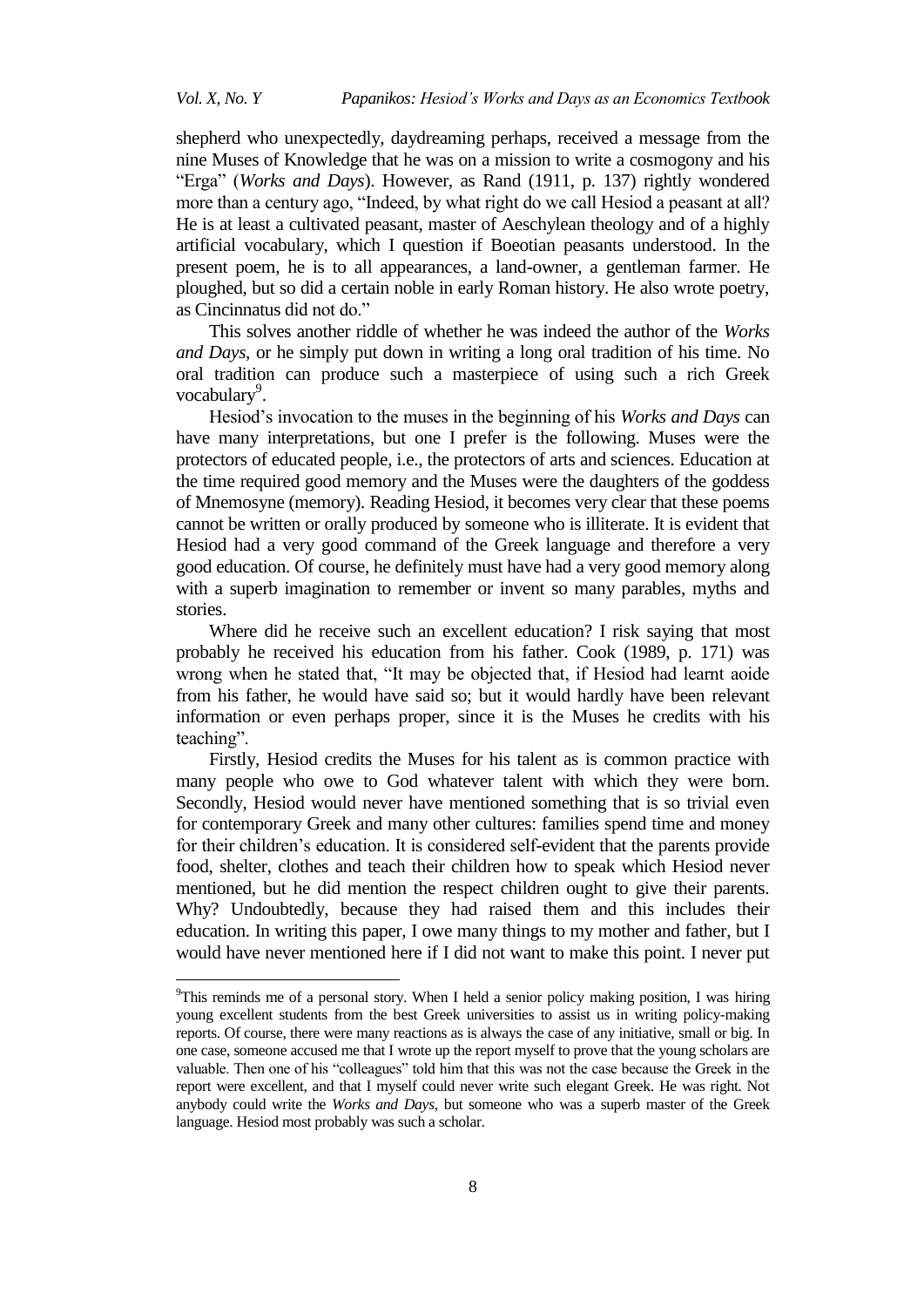shepherd who unexpectedly, daydreaming perhaps, received a message from the nine Muses of Knowledge that he was on a mission to write a cosmogony and his "Erga" (*Works and Days*). However, as Rand (1911, p. 137) rightly wondered more than a century ago, "Indeed, by what right do we call Hesiod a peasant at all? He is at least a cultivated peasant, master of Aeschylean theology and of a highly artificial vocabulary, which I question if Boeotian peasants understood. In the present poem, he is to all appearances, a land-owner, a gentleman farmer. He ploughed, but so did a certain noble in early Roman history. He also wrote poetry, as Cincinnatus did not do."

This solves another riddle of whether he was indeed the author of the *Works and Days*, or he simply put down in writing a long oral tradition of his time. No oral tradition can produce such a masterpiece of using such a rich Greek vocabulary[9].

Hesiod's invocation to the muses in the beginning of his *Works and Days* can have many interpretations, but one I prefer is the following. Muses were the protectors of educated people, i.e., the protectors of arts and sciences. Education at the time required good memory and the Muses were the daughters of the goddess of Mnemosyne (memory). Reading Hesiod, it becomes very clear that these poems cannot be written or orally produced by someone who is illiterate. It is evident that Hesiod had a very good command of the Greek language and therefore a very good education. Of course, he definitely must have had a very good memory along with a superb imagination to remember or invent so many parables, myths and stories.

Where did he receive such an excellent education? I risk saying that most probably he received his education from his father. Cook (1989, p. 171) was wrong when he stated that, "It may be objected that, if Hesiod had learnt aoide from his father, he would have said so; but it would hardly have been relevant information or even perhaps proper, since it is the Muses he credits with his teaching".

Firstly, Hesiod credits the Muses for his talent as is common practice with many people who owe to God whatever talent with which they were born. Secondly, Hesiod would never have mentioned something that is so trivial even for contemporary Greek and many other cultures: families spend time and money for their children's education. It is considered self-evident that the parents provide food, shelter, clothes and teach their children how to speak which Hesiod never mentioned, but he did mention the respect children ought to give their parents. Why? Undoubtedly, because they had raised them and this includes their education. In writing this paper, I owe many things to my mother and father, but I would have never mentioned here if I did not want to make this point. I never put

---

[9]This reminds me of a personal story. When I held a senior policy making position, I was hiring young excellent students from the best Greek universities to assist us in writing policy-making reports. Of course, there were many reactions as is always the case of any initiative, small or big. In one case, someone accused me that I wrote up the report myself to prove that the young scholars are valuable. Then one of his "colleagues" told him that this was not the case because the Greek in the report were excellent, and that I myself could never write such elegant Greek. He was right. Not anybody could write the *Works and Days*, but someone who was a superb master of the Greek language. Hesiod most probably was such a scholar.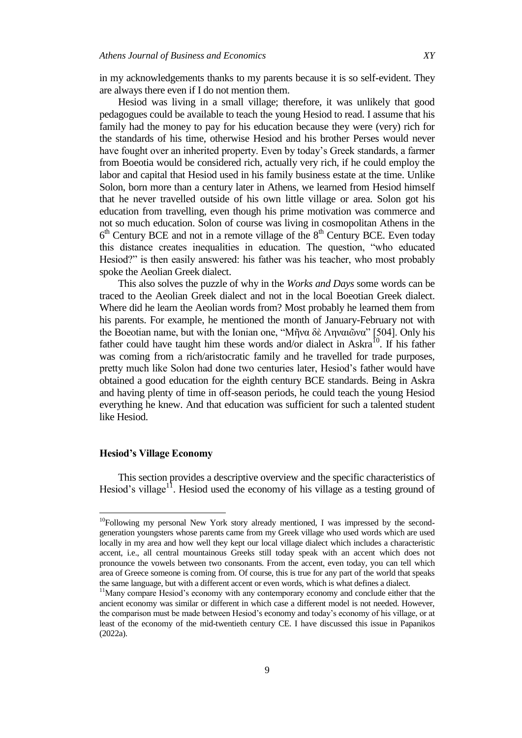in my acknowledgements thanks to my parents because it is so self-evident. They are always there even if I do not mention them.

Hesiod was living in a small village; therefore, it was unlikely that good pedagogues could be available to teach the young Hesiod to read. I assume that his family had the money to pay for his education because they were (very) rich for the standards of his time, otherwise Hesiod and his brother Perses would never have fought over an inherited property. Even by today's Greek standards, a farmer from Boeotia would be considered rich, actually very rich, if he could employ the labor and capital that Hesiod used in his family business estate at the time. Unlike Solon, born more than a century later in Athens, we learned from Hesiod himself that he never travelled outside of his own little village or area. Solon got his education from travelling, even though his prime motivation was commerce and not so much education. Solon of course was living in cosmopolitan Athens in the 6th Century BCE and not in a remote village of the 8th Century BCE. Even today this distance creates inequalities in education. The question, "who educated Hesiod?" is then easily answered: his father was his teacher, who most probably spoke the Aeolian Greek dialect.

This also solves the puzzle of why in the *Works and Days* some words can be traced to the Aeolian Greek dialect and not in the local Boeotian Greek dialect. Where did he learn the Aeolian words from? Most probably he learned them from his parents. For example, he mentioned the month of January-February not with the Boeotian name, but with the Ionian one, "Μῆνα δὲ Ληναιῶνα" [504]. Only his father could have taught him these words and/or dialect in Askra[10]. If his father was coming from a rich/aristocratic family and he travelled for trade purposes, pretty much like Solon had done two centuries later, Hesiod's father would have obtained a good education for the eighth century BCE standards. Being in Askra and having plenty of time in off-season periods, he could teach the young Hesiod everything he knew. And that education was sufficient for such a talented student like Hesiod.

## Hesiod's Village Economy

This section provides a descriptive overview and the specific characteristics of Hesiod's village[11]. Hesiod used the economy of his village as a testing ground of

[10] Following my personal New York story already mentioned, I was impressed by the second-generation youngsters whose parents came from my Greek village who used words which are used locally in my area and how well they kept our local village dialect which includes a characteristic accent, i.e., all central mountainous Greeks still today speak with an accent which does not pronounce the vowels between two consonants. From the accent, even today, you can tell which area of Greece someone is coming from. Of course, this is true for any part of the world that speaks the same language, but with a different accent or even words, which is what defines a dialect.

[11] Many compare Hesiod's economy with any contemporary economy and conclude either that the ancient economy was similar or different in which case a different model is not needed. However, the comparison must be made between Hesiod's economy and today's economy of his village, or at least of the economy of the mid-twentieth century CE. I have discussed this issue in Papanikos (2022a).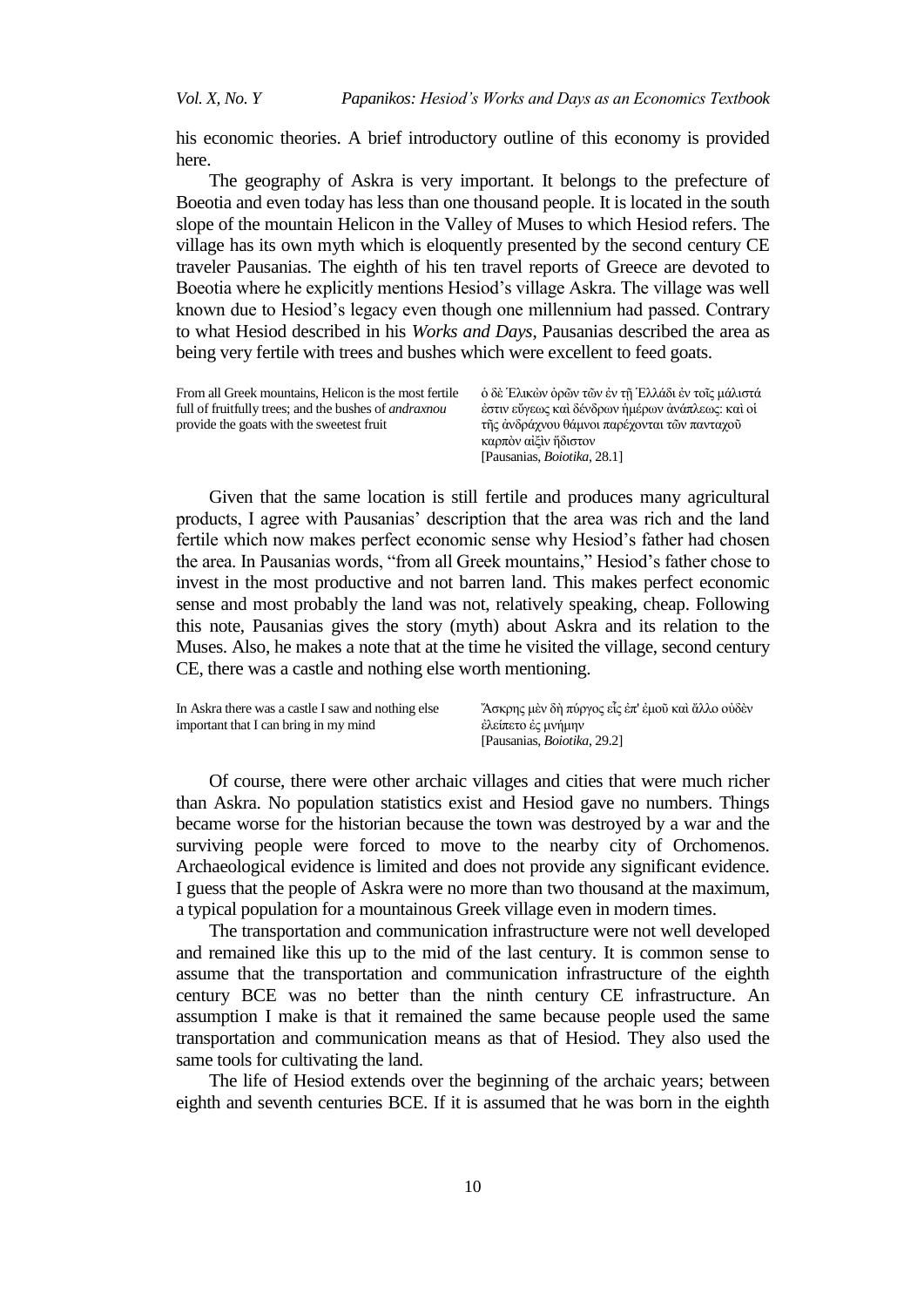his economic theories. A brief introductory outline of this economy is provided here.

The geography of Askra is very important. It belongs to the prefecture of Boeotia and even today has less than one thousand people. It is located in the south slope of the mountain Helicon in the Valley of Muses to which Hesiod refers. The village has its own myth which is eloquently presented by the second century CE traveler Pausanias. The eighth of his ten travel reports of Greece are devoted to Boeotia where he explicitly mentions Hesiod's village Askra. The village was well known due to Hesiod's legacy even though one millennium had passed. Contrary to what Hesiod described in his *Works and Days*, Pausanias described the area as being very fertile with trees and bushes which were excellent to feed goats.

| | |
|---|---|
| From all Greek mountains, Helicon is the most fertile full of fruitfully trees; and the bushes of *andraxnou* provide the goats with the sweetest fruit | ὁ δὲ Ἑλικὼν ὀρῶν τῶν ἐν τῇ Ἑλλάδι ἐν τοῖς μάλιστά ἐστιν εὔγεως καὶ δένδρων ἡμέρων ἀνάπλεως: καὶ οἱ τῆς ἀνδράχνου θάμνοι παρέχονται τῶν πανταχοῦ καρπὸν αἰξὶν ἥδιστον [Pausanias, *Boiotika*, 28.1] |

Given that the same location is still fertile and produces many agricultural products, I agree with Pausanias' description that the area was rich and the land fertile which now makes perfect economic sense why Hesiod's father had chosen the area. In Pausanias words, "from all Greek mountains," Hesiod's father chose to invest in the most productive and not barren land. This makes perfect economic sense and most probably the land was not, relatively speaking, cheap. Following this note, Pausanias gives the story (myth) about Askra and its relation to the Muses. Also, he makes a note that at the time he visited the village, second century CE, there was a castle and nothing else worth mentioning.

| | |
|---|---|
| In Askra there was a castle I saw and nothing else important that I can bring in my mind | Ἄσκρης μὲν δὴ πύργος εἷς ἐπ' ἐμοῦ καὶ ἄλλο οὐδὲν ἐλείπετο ἐς μνήμην [Pausanias, *Boiotika*, 29.2] |

Of course, there were other archaic villages and cities that were much richer than Askra. No population statistics exist and Hesiod gave no numbers. Things became worse for the historian because the town was destroyed by a war and the surviving people were forced to move to the nearby city of Orchomenos. Archaeological evidence is limited and does not provide any significant evidence. I guess that the people of Askra were no more than two thousand at the maximum, a typical population for a mountainous Greek village even in modern times.

The transportation and communication infrastructure were not well developed and remained like this up to the mid of the last century. It is common sense to assume that the transportation and communication infrastructure of the eighth century BCE was no better than the ninth century CE infrastructure. An assumption I make is that it remained the same because people used the same transportation and communication means as that of Hesiod. They also used the same tools for cultivating the land.

The life of Hesiod extends over the beginning of the archaic years; between eighth and seventh centuries BCE. If it is assumed that he was born in the eighth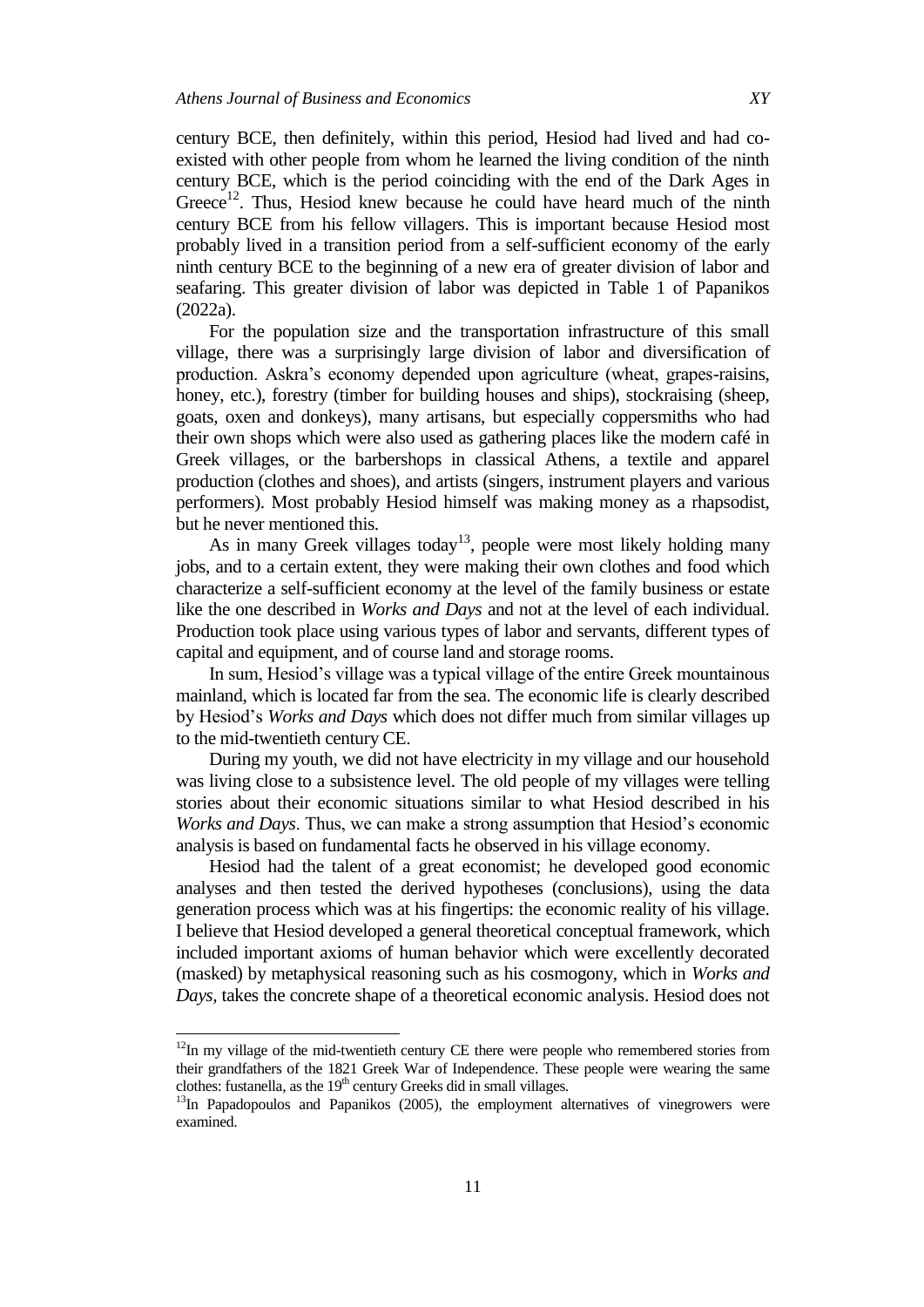century BCE, then definitely, within this period, Hesiod had lived and had co-existed with other people from whom he learned the living condition of the ninth century BCE, which is the period coinciding with the end of the Dark Ages in Greece[12]. Thus, Hesiod knew because he could have heard much of the ninth century BCE from his fellow villagers. This is important because Hesiod most probably lived in a transition period from a self-sufficient economy of the early ninth century BCE to the beginning of a new era of greater division of labor and seafaring. This greater division of labor was depicted in Table 1 of Papanikos (2022a).

For the population size and the transportation infrastructure of this small village, there was a surprisingly large division of labor and diversification of production. Askra's economy depended upon agriculture (wheat, grapes-raisins, honey, etc.), forestry (timber for building houses and ships), stockraising (sheep, goats, oxen and donkeys), many artisans, but especially coppersmiths who had their own shops which were also used as gathering places like the modern café in Greek villages, or the barbershops in classical Athens, a textile and apparel production (clothes and shoes), and artists (singers, instrument players and various performers). Most probably Hesiod himself was making money as a rhapsodist, but he never mentioned this.

As in many Greek villages today[13], people were most likely holding many jobs, and to a certain extent, they were making their own clothes and food which characterize a self-sufficient economy at the level of the family business or estate like the one described in *Works and Days* and not at the level of each individual. Production took place using various types of labor and servants, different types of capital and equipment, and of course land and storage rooms.

In sum, Hesiod's village was a typical village of the entire Greek mountainous mainland, which is located far from the sea. The economic life is clearly described by Hesiod's *Works and Days* which does not differ much from similar villages up to the mid-twentieth century CE.

During my youth, we did not have electricity in my village and our household was living close to a subsistence level. The old people of my villages were telling stories about their economic situations similar to what Hesiod described in his *Works and Days*. Thus, we can make a strong assumption that Hesiod's economic analysis is based on fundamental facts he observed in his village economy.

Hesiod had the talent of a great economist; he developed good economic analyses and then tested the derived hypotheses (conclusions), using the data generation process which was at his fingertips: the economic reality of his village. I believe that Hesiod developed a general theoretical conceptual framework, which included important axioms of human behavior which were excellently decorated (masked) by metaphysical reasoning such as his cosmogony, which in *Works and Days*, takes the concrete shape of a theoretical economic analysis. Hesiod does not

---

[12]In my village of the mid-twentieth century CE there were people who remembered stories from their grandfathers of the 1821 Greek War of Independence. These people were wearing the same clothes: fustanella, as the 19th century Greeks did in small villages.

[13]In Papadopoulos and Papanikos (2005), the employment alternatives of vinegrowers were examined.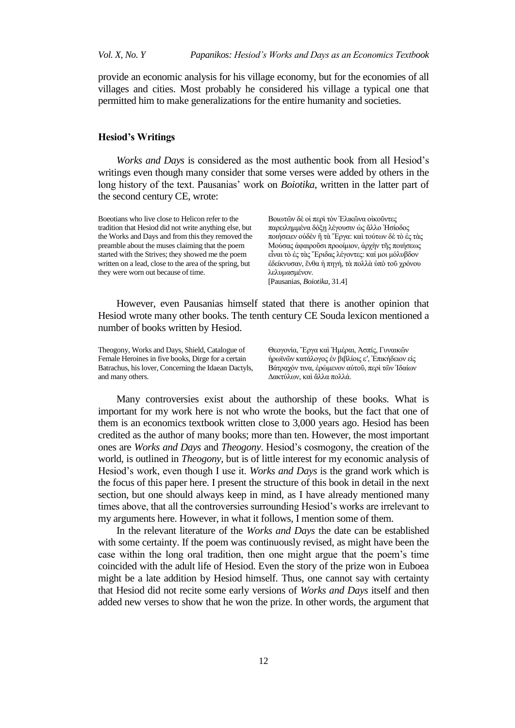provide an economic analysis for his village economy, but for the economies of all villages and cities. Most probably he considered his village a typical one that permitted him to make generalizations for the entire humanity and societies.

### Hesiod's Writings

*Works and Days* is considered as the most authentic book from all Hesiod's writings even though many consider that some verses were added by others in the long history of the text. Pausanias' work on *Boiotika*, written in the latter part of the second century CE, wrote:

| | |
|---|---|
| Boeotians who live close to Helicon refer to the tradition that Hesiod did not write anything else, but the Works and Days and from this they removed the preamble about the muses claiming that the poem started with the Strives; they showed me the poem written on a lead, close to the area of the spring, but they were worn out because of time. | Βοιωτῶν δὲ οἱ περὶ τὸν Ἑλικῶνα οἰκοῦντες παρειλημμένα δόξῃ λέγουσιν ὡς ἄλλο Ἡσίοδος ποιήσειεν οὐδὲν ἢ τὰ Ἔργα: καὶ τούτων δὲ τὸ ἐς τὰς Μούσας ἀφαιροῦσι προοίμιον, ἀρχὴν τῆς ποιήσεως εἶναι τὸ ἐς τὰς Ἔριδας λέγοντες: καί μοι μόλυβδον ἐδείκνυσαν, ἔνθα ἡ πηγή, τὰ πολλὰ ὑπὸ τοῦ χρόνου λελυμασμένον. [Pausanias, *Boiotika*, 31.4] |

However, even Pausanias himself stated that there is another opinion that Hesiod wrote many other books. The tenth century CE Souda lexicon mentioned a number of books written by Hesiod.

| | |
|---|---|
| Theogony, Works and Days, Shield, Catalogue of Female Heroines in five books, Dirge for a certain Batrachus, his lover, Concerning the Idaean Dactyls, and many others. | Θεογονία, Ἔργα καὶ Ἡμέραι, Ἀσπίς, Γυναικῶν ἡρωϊνῶν κατάλογος ἐν βιβλίοις ε′, Ἐπικήδειον εἰς Βάτραχόν τινα, ἐρώμενον αὐτοῦ, περὶ τῶν Ἰδαίων Δακτύλων, καὶ ἄλλα πολλά. |

Many controversies exist about the authorship of these books. What is important for my work here is not who wrote the books, but the fact that one of them is an economics textbook written close to 3,000 years ago. Hesiod has been credited as the author of many books; more than ten. However, the most important ones are *Works and Days* and *Theogony*. Hesiod's cosmogony, the creation of the world, is outlined in *Theogony*, but is of little interest for my economic analysis of Hesiod's work, even though I use it. *Works and Days* is the grand work which is the focus of this paper here. I present the structure of this book in detail in the next section, but one should always keep in mind, as I have already mentioned many times above, that all the controversies surrounding Hesiod's works are irrelevant to my arguments here. However, in what it follows, I mention some of them.

In the relevant literature of the *Works and Days* the date can be established with some certainty. If the poem was continuously revised, as might have been the case within the long oral tradition, then one might argue that the poem's time coincided with the adult life of Hesiod. Even the story of the prize won in Euboea might be a late addition by Hesiod himself. Thus, one cannot say with certainty that Hesiod did not recite some early versions of *Works and Days* itself and then added new verses to show that he won the prize. In other words, the argument that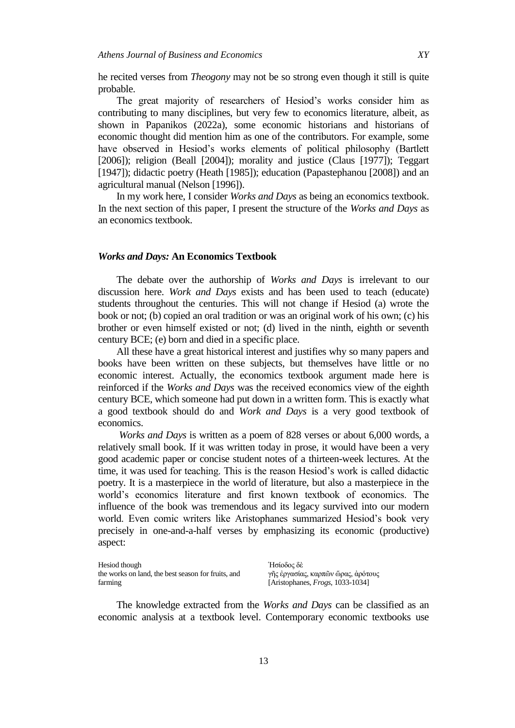he recited verses from *Theogony* may not be so strong even though it still is quite probable.

The great majority of researchers of Hesiod's works consider him as contributing to many disciplines, but very few to economics literature, albeit, as shown in Papanikos (2022a), some economic historians and historians of economic thought did mention him as one of the contributors. For example, some have observed in Hesiod's works elements of political philosophy (Bartlett [2006]); religion (Beall [2004]); morality and justice (Claus [1977]); Teggart [1947]); didactic poetry (Heath [1985]); education (Papastephanou [2008]) and an agricultural manual (Nelson [1996]).

In my work here, I consider *Works and Days* as being an economics textbook. In the next section of this paper, I present the structure of the *Works and Days* as an economics textbook.

## *Works and Days:* An Economics Textbook

The debate over the authorship of *Works and Days* is irrelevant to our discussion here. *Work and Days* exists and has been used to teach (educate) students throughout the centuries. This will not change if Hesiod (a) wrote the book or not; (b) copied an oral tradition or was an original work of his own; (c) his brother or even himself existed or not; (d) lived in the ninth, eighth or seventh century BCE; (e) born and died in a specific place.

All these have a great historical interest and justifies why so many papers and books have been written on these subjects, but themselves have little or no economic interest. Actually, the economics textbook argument made here is reinforced if the *Works and Days* was the received economics view of the eighth century BCE, which someone had put down in a written form. This is exactly what a good textbook should do and *Work and Days* is a very good textbook of economics.

*Works and Days* is written as a poem of 828 verses or about 6,000 words, a relatively small book. If it was written today in prose, it would have been a very good academic paper or concise student notes of a thirteen-week lectures. At the time, it was used for teaching. This is the reason Hesiod's work is called didactic poetry. It is a masterpiece in the world of literature, but also a masterpiece in the world's economics literature and first known textbook of economics. The influence of the book was tremendous and its legacy survived into our modern world. Even comic writers like Aristophanes summarized Hesiod's book very precisely in one-and-a-half verses by emphasizing its economic (productive) aspect:

| | |
|---|---|
| Hesiod though<br>the works on land, the best season for fruits, and farming | Ἡσίοδος δὲ<br>γῆς ἐργασίας, καρπῶν ὥρας, ἀρότους<br>[Aristophanes, *Frogs*, 1033-1034] |

The knowledge extracted from the *Works and Days* can be classified as an economic analysis at a textbook level. Contemporary economic textbooks use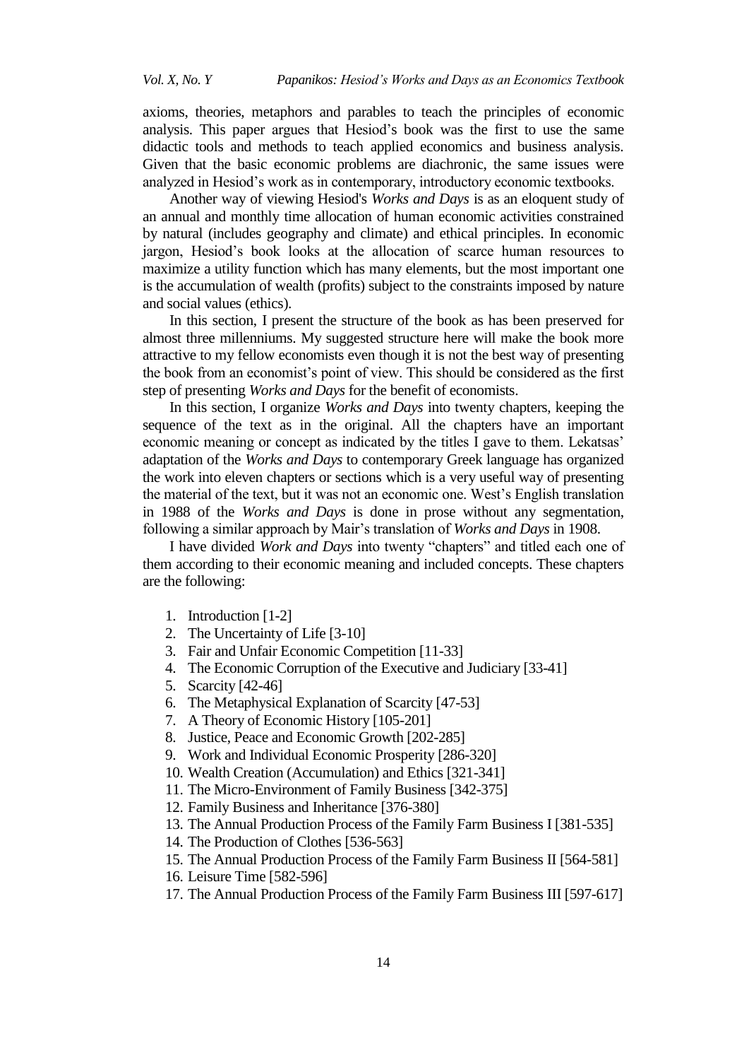axioms, theories, metaphors and parables to teach the principles of economic analysis. This paper argues that Hesiod's book was the first to use the same didactic tools and methods to teach applied economics and business analysis. Given that the basic economic problems are diachronic, the same issues were analyzed in Hesiod's work as in contemporary, introductory economic textbooks.

Another way of viewing Hesiod's *Works and Days* is as an eloquent study of an annual and monthly time allocation of human economic activities constrained by natural (includes geography and climate) and ethical principles. In economic jargon, Hesiod's book looks at the allocation of scarce human resources to maximize a utility function which has many elements, but the most important one is the accumulation of wealth (profits) subject to the constraints imposed by nature and social values (ethics).

In this section, I present the structure of the book as has been preserved for almost three millenniums. My suggested structure here will make the book more attractive to my fellow economists even though it is not the best way of presenting the book from an economist's point of view. This should be considered as the first step of presenting *Works and Days* for the benefit of economists.

In this section, I organize *Works and Days* into twenty chapters, keeping the sequence of the text as in the original. All the chapters have an important economic meaning or concept as indicated by the titles I gave to them. Lekatsas' adaptation of the *Works and Days* to contemporary Greek language has organized the work into eleven chapters or sections which is a very useful way of presenting the material of the text, but it was not an economic one. West's English translation in 1988 of the *Works and Days* is done in prose without any segmentation, following a similar approach by Mair's translation of *Works and Days* in 1908.

I have divided *Work and Days* into twenty "chapters" and titled each one of them according to their economic meaning and included concepts. These chapters are the following:

1. Introduction [1-2]
2. The Uncertainty of Life [3-10]
3. Fair and Unfair Economic Competition [11-33]
4. The Economic Corruption of the Executive and Judiciary [33-41]
5. Scarcity [42-46]
6. The Metaphysical Explanation of Scarcity [47-53]
7. A Theory of Economic History [105-201]
8. Justice, Peace and Economic Growth [202-285]
9. Work and Individual Economic Prosperity [286-320]
10. Wealth Creation (Accumulation) and Ethics [321-341]
11. The Micro-Environment of Family Business [342-375]
12. Family Business and Inheritance [376-380]
13. The Annual Production Process of the Family Farm Business I [381-535]
14. The Production of Clothes [536-563]
15. The Annual Production Process of the Family Farm Business II [564-581]
16. Leisure Time [582-596]
17. The Annual Production Process of the Family Farm Business III [597-617]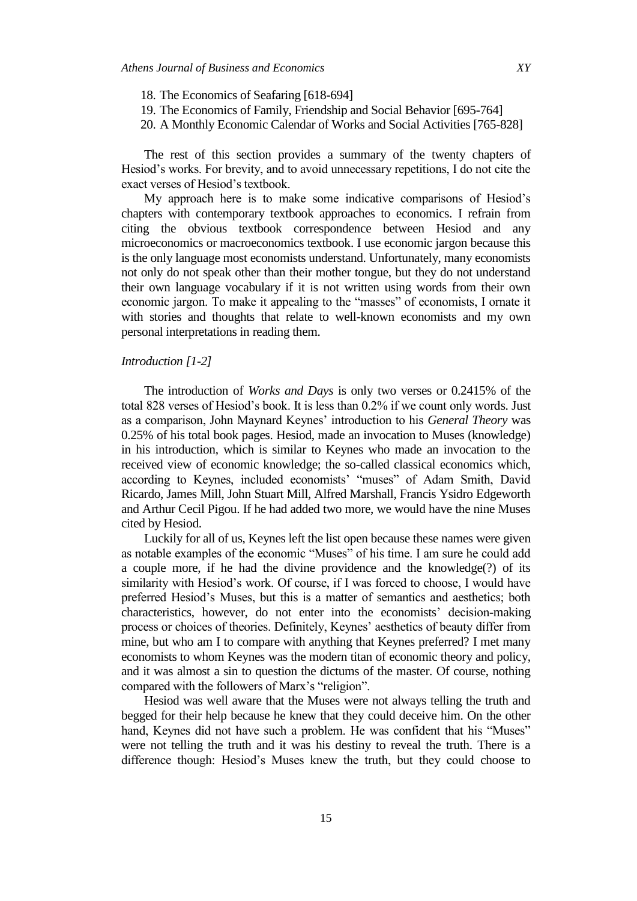18. The Economics of Seafaring [618-694]
19. The Economics of Family, Friendship and Social Behavior [695-764]
20. A Monthly Economic Calendar of Works and Social Activities [765-828]

The rest of this section provides a summary of the twenty chapters of Hesiod's works. For brevity, and to avoid unnecessary repetitions, I do not cite the exact verses of Hesiod's textbook.

My approach here is to make some indicative comparisons of Hesiod's chapters with contemporary textbook approaches to economics. I refrain from citing the obvious textbook correspondence between Hesiod and any microeconomics or macroeconomics textbook. I use economic jargon because this is the only language most economists understand. Unfortunately, many economists not only do not speak other than their mother tongue, but they do not understand their own language vocabulary if it is not written using words from their own economic jargon. To make it appealing to the "masses" of economists, I ornate it with stories and thoughts that relate to well-known economists and my own personal interpretations in reading them.

*Introduction [1-2]*

The introduction of *Works and Days* is only two verses or 0.2415% of the total 828 verses of Hesiod's book. It is less than 0.2% if we count only words. Just as a comparison, John Maynard Keynes' introduction to his *General Theory* was 0.25% of his total book pages. Hesiod, made an invocation to Muses (knowledge) in his introduction, which is similar to Keynes who made an invocation to the received view of economic knowledge; the so-called classical economics which, according to Keynes, included economists' "muses" of Adam Smith, David Ricardo, James Mill, John Stuart Mill, Alfred Marshall, Francis Ysidro Edgeworth and Arthur Cecil Pigou. If he had added two more, we would have the nine Muses cited by Hesiod.

Luckily for all of us, Keynes left the list open because these names were given as notable examples of the economic "Muses" of his time. I am sure he could add a couple more, if he had the divine providence and the knowledge(?) of its similarity with Hesiod's work. Of course, if I was forced to choose, I would have preferred Hesiod's Muses, but this is a matter of semantics and aesthetics; both characteristics, however, do not enter into the economists' decision-making process or choices of theories. Definitely, Keynes' aesthetics of beauty differ from mine, but who am I to compare with anything that Keynes preferred? I met many economists to whom Keynes was the modern titan of economic theory and policy, and it was almost a sin to question the dictums of the master. Of course, nothing compared with the followers of Marx's "religion".

Hesiod was well aware that the Muses were not always telling the truth and begged for their help because he knew that they could deceive him. On the other hand, Keynes did not have such a problem. He was confident that his "Muses" were not telling the truth and it was his destiny to reveal the truth. There is a difference though: Hesiod's Muses knew the truth, but they could choose to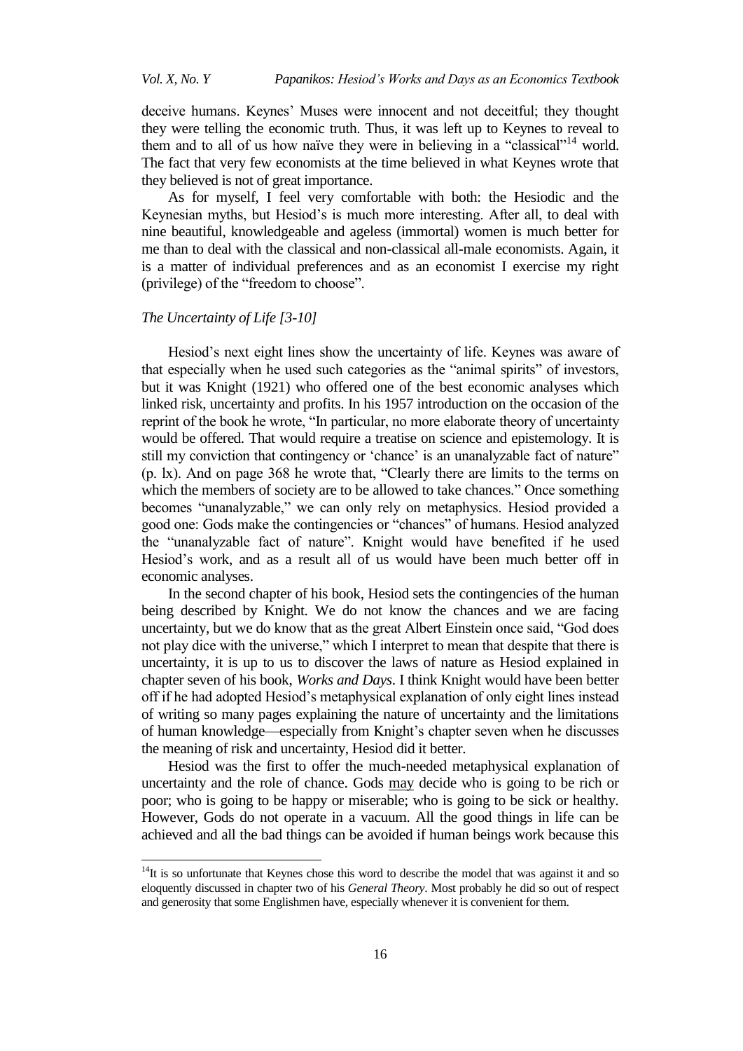deceive humans. Keynes' Muses were innocent and not deceitful; they thought they were telling the economic truth. Thus, it was left up to Keynes to reveal to them and to all of us how naïve they were in believing in a "classical"[14] world. The fact that very few economists at the time believed in what Keynes wrote that they believed is not of great importance.

As for myself, I feel very comfortable with both: the Hesiodic and the Keynesian myths, but Hesiod's is much more interesting. After all, to deal with nine beautiful, knowledgeable and ageless (immortal) women is much better for me than to deal with the classical and non-classical all-male economists. Again, it is a matter of individual preferences and as an economist I exercise my right (privilege) of the "freedom to choose".

*The Uncertainty of Life [3-10]*

Hesiod's next eight lines show the uncertainty of life. Keynes was aware of that especially when he used such categories as the "animal spirits" of investors, but it was Knight (1921) who offered one of the best economic analyses which linked risk, uncertainty and profits. In his 1957 introduction on the occasion of the reprint of the book he wrote, "In particular, no more elaborate theory of uncertainty would be offered. That would require a treatise on science and epistemology. It is still my conviction that contingency or 'chance' is an unanalyzable fact of nature" (p. lx). And on page 368 he wrote that, "Clearly there are limits to the terms on which the members of society are to be allowed to take chances." Once something becomes "unanalyzable," we can only rely on metaphysics. Hesiod provided a good one: Gods make the contingencies or "chances" of humans. Hesiod analyzed the "unanalyzable fact of nature". Knight would have benefited if he used Hesiod's work, and as a result all of us would have been much better off in economic analyses.

In the second chapter of his book, Hesiod sets the contingencies of the human being described by Knight. We do not know the chances and we are facing uncertainty, but we do know that as the great Albert Einstein once said, "God does not play dice with the universe," which I interpret to mean that despite that there is uncertainty, it is up to us to discover the laws of nature as Hesiod explained in chapter seven of his book, *Works and Days*. I think Knight would have been better off if he had adopted Hesiod's metaphysical explanation of only eight lines instead of writing so many pages explaining the nature of uncertainty and the limitations of human knowledge—especially from Knight's chapter seven when he discusses the meaning of risk and uncertainty, Hesiod did it better.

Hesiod was the first to offer the much-needed metaphysical explanation of uncertainty and the role of chance. Gods <u>may</u> decide who is going to be rich or poor; who is going to be happy or miserable; who is going to be sick or healthy. However, Gods do not operate in a vacuum. All the good things in life can be achieved and all the bad things can be avoided if human beings work because this

[14] It is so unfortunate that Keynes chose this word to describe the model that was against it and so eloquently discussed in chapter two of his *General Theory*. Most probably he did so out of respect and generosity that some Englishmen have, especially whenever it is convenient for them.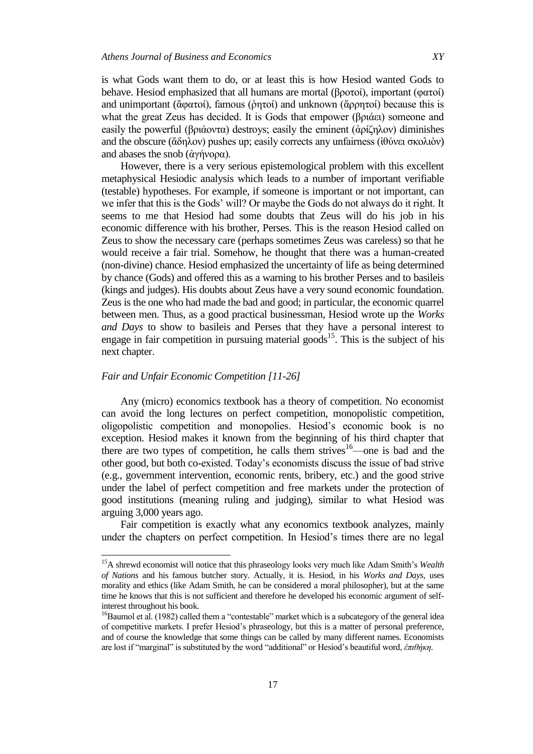is what Gods want them to do, or at least this is how Hesiod wanted Gods to behave. Hesiod emphasized that all humans are mortal (βροτοί), important (φατοί) and unimportant (ἄφατοί), famous (ῥητοί) and unknown (ἄρρητοί) because this is what the great Zeus has decided. It is Gods that empower (βριάει) someone and easily the powerful (βριάοντα) destroys; easily the eminent (ἀρίζηλον) diminishes and the obscure (ἄδηλον) pushes up; easily corrects any unfairness (ἰθύνει σκολιὸν) and abases the snob (ἀγήνορα).

However, there is a very serious epistemological problem with this excellent metaphysical Hesiodic analysis which leads to a number of important verifiable (testable) hypotheses. For example, if someone is important or not important, can we infer that this is the Gods' will? Or maybe the Gods do not always do it right. It seems to me that Hesiod had some doubts that Zeus will do his job in his economic difference with his brother, Perses. This is the reason Hesiod called on Zeus to show the necessary care (perhaps sometimes Zeus was careless) so that he would receive a fair trial. Somehow, he thought that there was a human-created (non-divine) chance. Hesiod emphasized the uncertainty of life as being determined by chance (Gods) and offered this as a warning to his brother Perses and to basileis (kings and judges). His doubts about Zeus have a very sound economic foundation. Zeus is the one who had made the bad and good; in particular, the economic quarrel between men. Thus, as a good practical businessman, Hesiod wrote up the *Works and Days* to show to basileis and Perses that they have a personal interest to engage in fair competition in pursuing material goods[15]. This is the subject of his next chapter.

### *Fair and Unfair Economic Competition [11-26]*

Any (micro) economics textbook has a theory of competition. No economist can avoid the long lectures on perfect competition, monopolistic competition, oligopolistic competition and monopolies. Hesiod's economic book is no exception. Hesiod makes it known from the beginning of his third chapter that there are two types of competition, he calls them strives[16]—one is bad and the other good, but both co-existed. Today's economists discuss the issue of bad strive (e.g., government intervention, economic rents, bribery, etc.) and the good strive under the label of perfect competition and free markets under the protection of good institutions (meaning ruling and judging), similar to what Hesiod was arguing 3,000 years ago.

Fair competition is exactly what any economics textbook analyzes, mainly under the chapters on perfect competition. In Hesiod's times there are no legal

---

[15] A shrewd economist will notice that this phraseology looks very much like Adam Smith's *Wealth of Nations* and his famous butcher story. Actually, it is. Hesiod, in his *Works and Days*, uses morality and ethics (like Adam Smith, he can be considered a moral philosopher), but at the same time he knows that this is not sufficient and therefore he developed his economic argument of self-interest throughout his book.

[16] Baumol et al. (1982) called them a "contestable" market which is a subcategory of the general idea of competitive markets. I prefer Hesiod's phraseology, but this is a matter of personal preference, and of course the knowledge that some things can be called by many different names. Economists are lost if "marginal" is substituted by the word "additional" or Hesiod's beautiful word, *ἐπιθήκη*.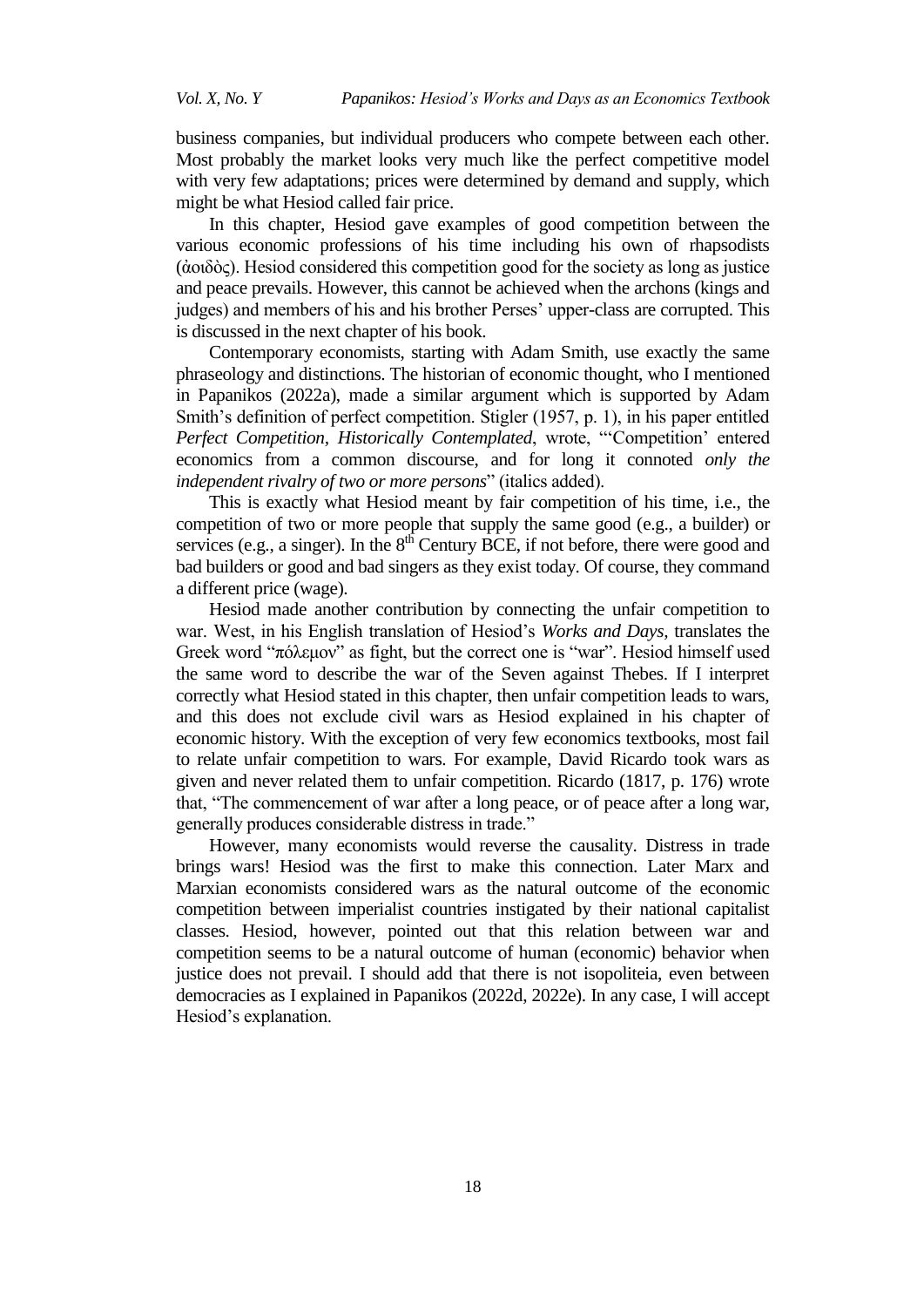business companies, but individual producers who compete between each other. Most probably the market looks very much like the perfect competitive model with very few adaptations; prices were determined by demand and supply, which might be what Hesiod called fair price.

In this chapter, Hesiod gave examples of good competition between the various economic professions of his time including his own of rhapsodists (ἀοιδὸς). Hesiod considered this competition good for the society as long as justice and peace prevails. However, this cannot be achieved when the archons (kings and judges) and members of his and his brother Perses' upper-class are corrupted. This is discussed in the next chapter of his book.

Contemporary economists, starting with Adam Smith, use exactly the same phraseology and distinctions. The historian of economic thought, who I mentioned in Papanikos (2022a), made a similar argument which is supported by Adam Smith's definition of perfect competition. Stigler (1957, p. 1), in his paper entitled *Perfect Competition, Historically Contemplated*, wrote, "'Competition' entered economics from a common discourse, and for long it connoted *only the independent rivalry of two or more persons*" (italics added).

This is exactly what Hesiod meant by fair competition of his time, i.e., the competition of two or more people that supply the same good (e.g., a builder) or services (e.g., a singer). In the 8th Century BCE, if not before, there were good and bad builders or good and bad singers as they exist today. Of course, they command a different price (wage).

Hesiod made another contribution by connecting the unfair competition to war. West, in his English translation of Hesiod's *Works and Days,* translates the Greek word "πόλεμον" as fight, but the correct one is "war". Hesiod himself used the same word to describe the war of the Seven against Thebes. If I interpret correctly what Hesiod stated in this chapter, then unfair competition leads to wars, and this does not exclude civil wars as Hesiod explained in his chapter of economic history. With the exception of very few economics textbooks, most fail to relate unfair competition to wars. For example, David Ricardo took wars as given and never related them to unfair competition. Ricardo (1817, p. 176) wrote that, "The commencement of war after a long peace, or of peace after a long war, generally produces considerable distress in trade."

However, many economists would reverse the causality. Distress in trade brings wars! Hesiod was the first to make this connection. Later Marx and Marxian economists considered wars as the natural outcome of the economic competition between imperialist countries instigated by their national capitalist classes. Hesiod, however, pointed out that this relation between war and competition seems to be a natural outcome of human (economic) behavior when justice does not prevail. I should add that there is not isopoliteia, even between democracies as I explained in Papanikos (2022d, 2022e). In any case, I will accept Hesiod's explanation.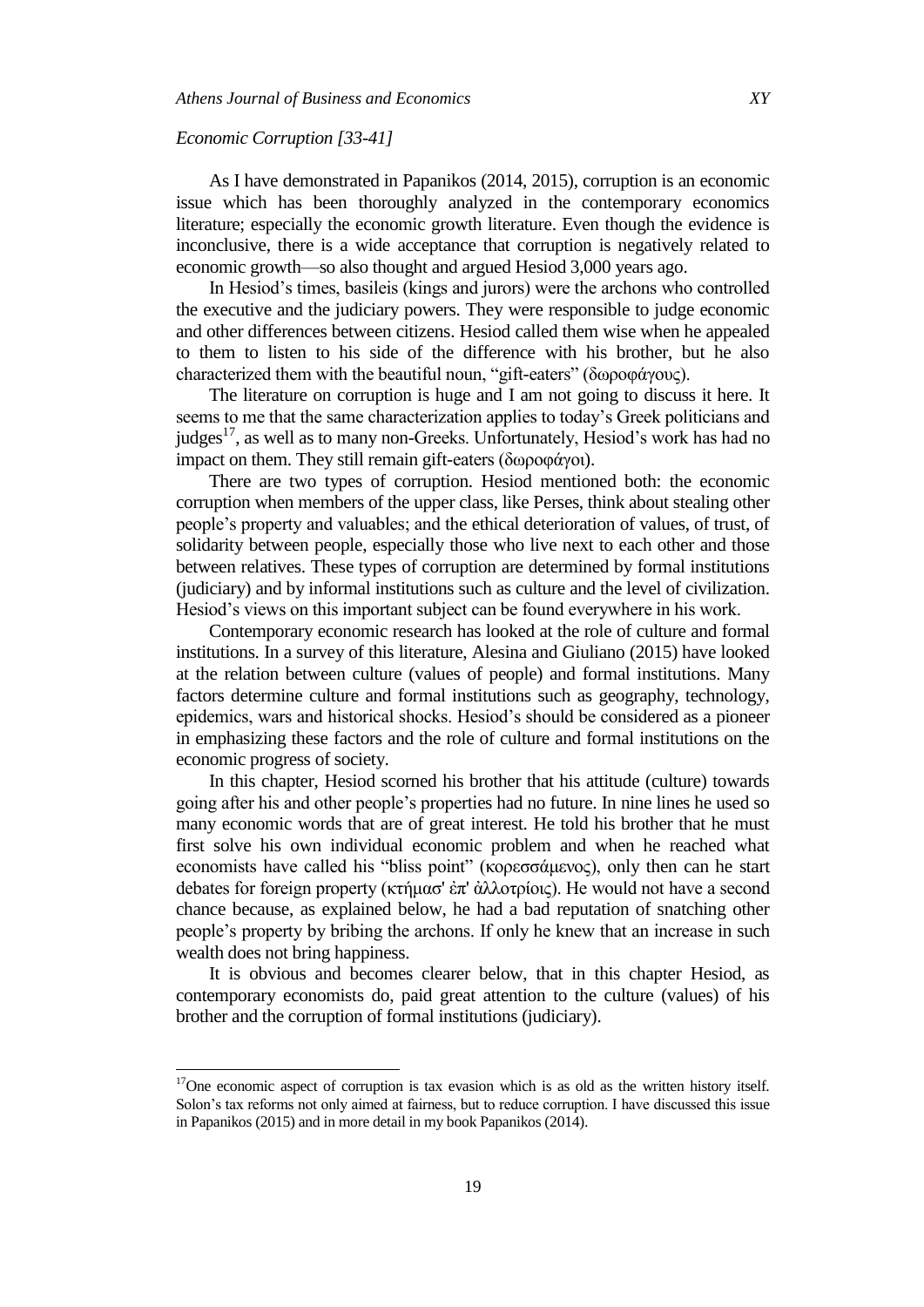*Economic Corruption [33-41]*

As I have demonstrated in Papanikos (2014, 2015), corruption is an economic issue which has been thoroughly analyzed in the contemporary economics literature; especially the economic growth literature. Even though the evidence is inconclusive, there is a wide acceptance that corruption is negatively related to economic growth—so also thought and argued Hesiod 3,000 years ago.

In Hesiod's times, basileis (kings and jurors) were the archons who controlled the executive and the judiciary powers. They were responsible to judge economic and other differences between citizens. Hesiod called them wise when he appealed to them to listen to his side of the difference with his brother, but he also characterized them with the beautiful noun, "gift-eaters" (δωροφάγους).

The literature on corruption is huge and I am not going to discuss it here. It seems to me that the same characterization applies to today's Greek politicians and judges[17], as well as to many non-Greeks. Unfortunately, Hesiod's work has had no impact on them. They still remain gift-eaters (δωροφάγοι).

There are two types of corruption. Hesiod mentioned both: the economic corruption when members of the upper class, like Perses, think about stealing other people's property and valuables; and the ethical deterioration of values, of trust, of solidarity between people, especially those who live next to each other and those between relatives. These types of corruption are determined by formal institutions (judiciary) and by informal institutions such as culture and the level of civilization. Hesiod's views on this important subject can be found everywhere in his work.

Contemporary economic research has looked at the role of culture and formal institutions. In a survey of this literature, Alesina and Giuliano (2015) have looked at the relation between culture (values of people) and formal institutions. Many factors determine culture and formal institutions such as geography, technology, epidemics, wars and historical shocks. Hesiod's should be considered as a pioneer in emphasizing these factors and the role of culture and formal institutions on the economic progress of society.

In this chapter, Hesiod scorned his brother that his attitude (culture) towards going after his and other people's properties had no future. In nine lines he used so many economic words that are of great interest. He told his brother that he must first solve his own individual economic problem and when he reached what economists have called his "bliss point" (κορεσσάμενος), only then can he start debates for foreign property (κτήμασ' ἐπ' ἀλλοτρίοις). He would not have a second chance because, as explained below, he had a bad reputation of snatching other people's property by bribing the archons. If only he knew that an increase in such wealth does not bring happiness.

It is obvious and becomes clearer below, that in this chapter Hesiod, as contemporary economists do, paid great attention to the culture (values) of his brother and the corruption of formal institutions (judiciary).

[17] One economic aspect of corruption is tax evasion which is as old as the written history itself. Solon's tax reforms not only aimed at fairness, but to reduce corruption. I have discussed this issue in Papanikos (2015) and in more detail in my book Papanikos (2014).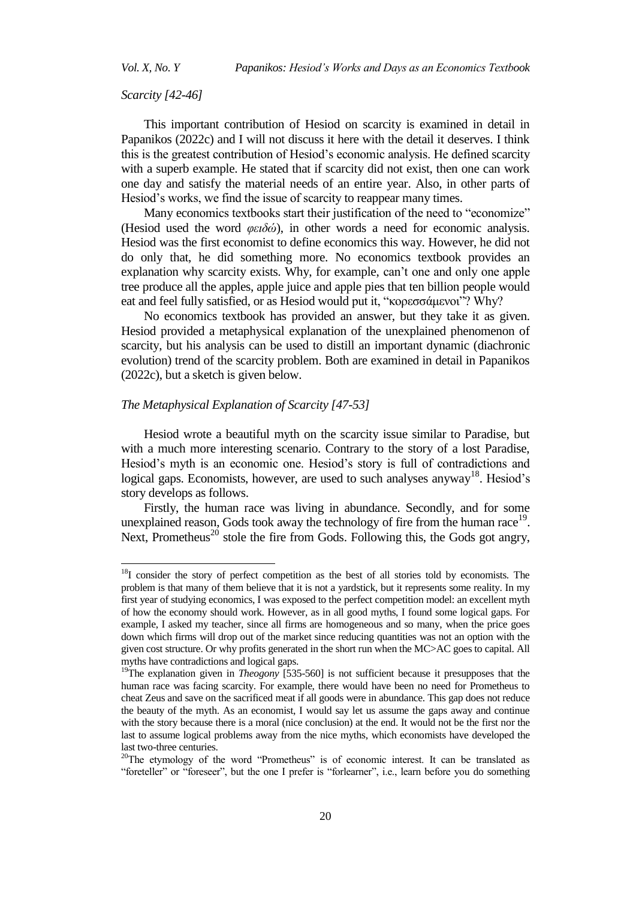*Scarcity [42-46]*

This important contribution of Hesiod on scarcity is examined in detail in Papanikos (2022c) and I will not discuss it here with the detail it deserves. I think this is the greatest contribution of Hesiod's economic analysis. He defined scarcity with a superb example. He stated that if scarcity did not exist, then one can work one day and satisfy the material needs of an entire year. Also, in other parts of Hesiod's works, we find the issue of scarcity to reappear many times.

Many economics textbooks start their justification of the need to "economize" (Hesiod used the word *φειδώ*), in other words a need for economic analysis. Hesiod was the first economist to define economics this way. However, he did not do only that, he did something more. No economics textbook provides an explanation why scarcity exists. Why, for example, can't one and only one apple tree produce all the apples, apple juice and apple pies that ten billion people would eat and feel fully satisfied, or as Hesiod would put it, "κορεσσάμενοι"? Why?

No economics textbook has provided an answer, but they take it as given. Hesiod provided a metaphysical explanation of the unexplained phenomenon of scarcity, but his analysis can be used to distill an important dynamic (diachronic evolution) trend of the scarcity problem. Both are examined in detail in Papanikos (2022c), but a sketch is given below.

*The Metaphysical Explanation of Scarcity [47-53]*

Hesiod wrote a beautiful myth on the scarcity issue similar to Paradise, but with a much more interesting scenario. Contrary to the story of a lost Paradise, Hesiod's myth is an economic one. Hesiod's story is full of contradictions and logical gaps. Economists, however, are used to such analyses anyway[18]. Hesiod's story develops as follows.

Firstly, the human race was living in abundance. Secondly, and for some unexplained reason, Gods took away the technology of fire from the human race[19]. Next, Prometheus[20] stole the fire from Gods. Following this, the Gods got angry,

---

[18] I consider the story of perfect competition as the best of all stories told by economists. The problem is that many of them believe that it is not a yardstick, but it represents some reality. In my first year of studying economics, I was exposed to the perfect competition model: an excellent myth of how the economy should work. However, as in all good myths, I found some logical gaps. For example, I asked my teacher, since all firms are homogeneous and so many, when the price goes down which firms will drop out of the market since reducing quantities was not an option with the given cost structure. Or why profits generated in the short run when the MC>AC goes to capital. All myths have contradictions and logical gaps.

[19] The explanation given in *Theogony* [535-560] is not sufficient because it presupposes that the human race was facing scarcity. For example, there would have been no need for Prometheus to cheat Zeus and save on the sacrificed meat if all goods were in abundance. This gap does not reduce the beauty of the myth. As an economist, I would say let us assume the gaps away and continue with the story because there is a moral (nice conclusion) at the end. It would not be the first nor the last to assume logical problems away from the nice myths, which economists have developed the last two-three centuries.

[20] The etymology of the word "Prometheus" is of economic interest. It can be translated as "foreteller" or "foreseer", but the one I prefer is "forlearner", i.e., learn before you do something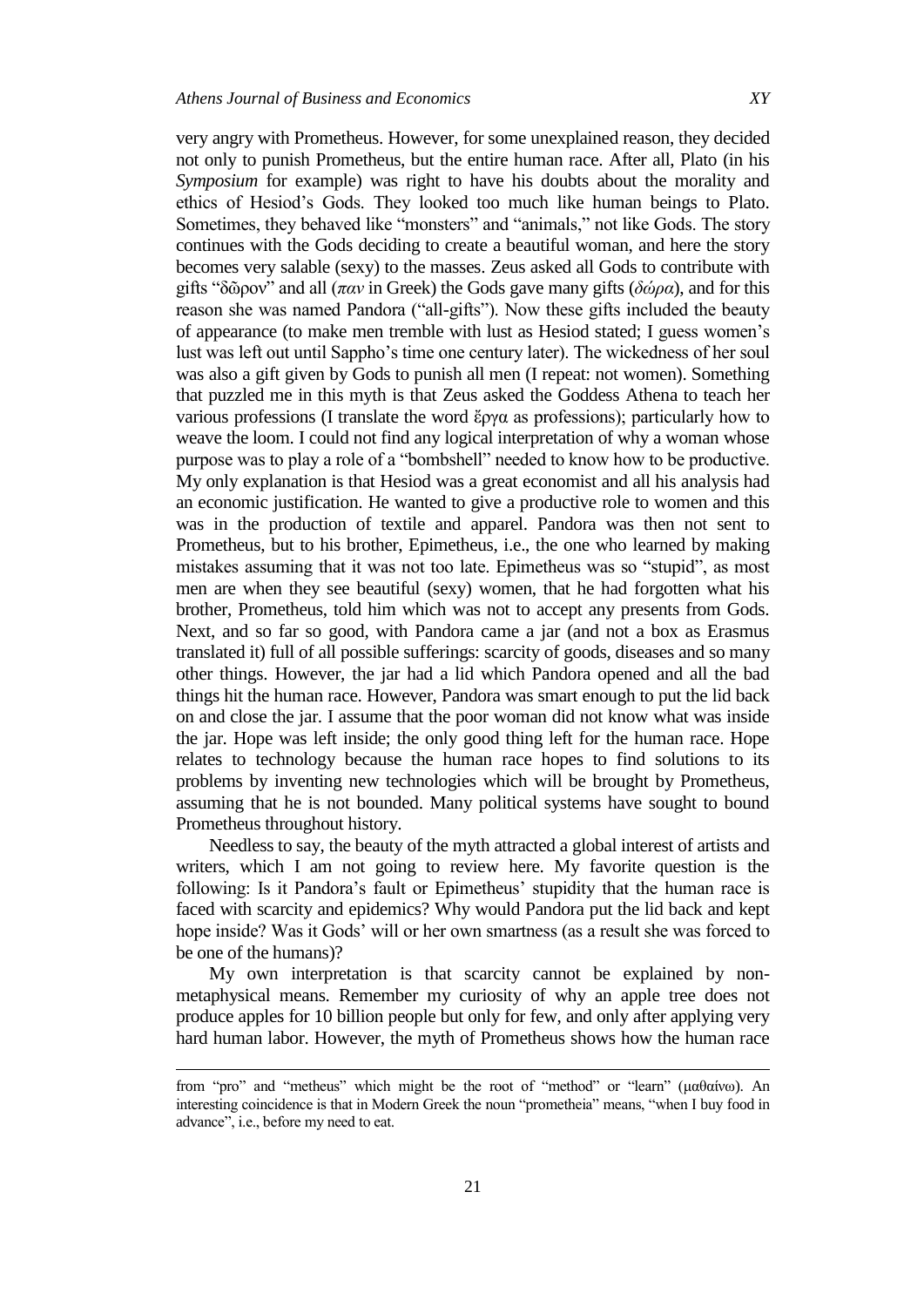very angry with Prometheus. However, for some unexplained reason, they decided not only to punish Prometheus, but the entire human race. After all, Plato (in his *Symposium* for example) was right to have his doubts about the morality and ethics of Hesiod's Gods. They looked too much like human beings to Plato. Sometimes, they behaved like "monsters" and "animals," not like Gods. The story continues with the Gods deciding to create a beautiful woman, and here the story becomes very salable (sexy) to the masses. Zeus asked all Gods to contribute with gifts "δῶρον" and all (*παν* in Greek) the Gods gave many gifts (*δώρα*), and for this reason she was named Pandora ("all-gifts"). Now these gifts included the beauty of appearance (to make men tremble with lust as Hesiod stated; I guess women's lust was left out until Sappho's time one century later). The wickedness of her soul was also a gift given by Gods to punish all men (I repeat: not women). Something that puzzled me in this myth is that Zeus asked the Goddess Athena to teach her various professions (I translate the word ἔργα as professions); particularly how to weave the loom. I could not find any logical interpretation of why a woman whose purpose was to play a role of a "bombshell" needed to know how to be productive. My only explanation is that Hesiod was a great economist and all his analysis had an economic justification. He wanted to give a productive role to women and this was in the production of textile and apparel. Pandora was then not sent to Prometheus, but to his brother, Epimetheus, i.e., the one who learned by making mistakes assuming that it was not too late. Epimetheus was so "stupid", as most men are when they see beautiful (sexy) women, that he had forgotten what his brother, Prometheus, told him which was not to accept any presents from Gods. Next, and so far so good, with Pandora came a jar (and not a box as Erasmus translated it) full of all possible sufferings: scarcity of goods, diseases and so many other things. However, the jar had a lid which Pandora opened and all the bad things hit the human race. However, Pandora was smart enough to put the lid back on and close the jar. I assume that the poor woman did not know what was inside the jar. Hope was left inside; the only good thing left for the human race. Hope relates to technology because the human race hopes to find solutions to its problems by inventing new technologies which will be brought by Prometheus, assuming that he is not bounded. Many political systems have sought to bound Prometheus throughout history.

Needless to say, the beauty of the myth attracted a global interest of artists and writers, which I am not going to review here. My favorite question is the following: Is it Pandora's fault or Epimetheus' stupidity that the human race is faced with scarcity and epidemics? Why would Pandora put the lid back and kept hope inside? Was it Gods' will or her own smartness (as a result she was forced to be one of the humans)?

My own interpretation is that scarcity cannot be explained by non-metaphysical means. Remember my curiosity of why an apple tree does not produce apples for 10 billion people but only for few, and only after applying very hard human labor. However, the myth of Prometheus shows how the human race

---

from "pro" and "metheus" which might be the root of "method" or "learn" (μαθαίνω). An interesting coincidence is that in Modern Greek the noun "prometheia" means, "when I buy food in advance", i.e., before my need to eat.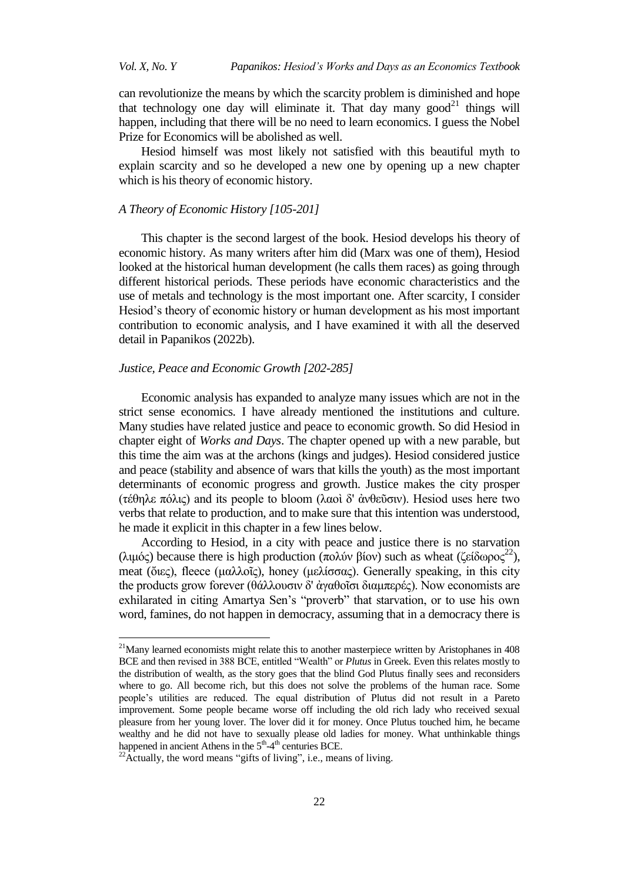can revolutionize the means by which the scarcity problem is diminished and hope that technology one day will eliminate it. That day many good[21] things will happen, including that there will be no need to learn economics. I guess the Nobel Prize for Economics will be abolished as well.

Hesiod himself was most likely not satisfied with this beautiful myth to explain scarcity and so he developed a new one by opening up a new chapter which is his theory of economic history.

### *A Theory of Economic History [105-201]*

This chapter is the second largest of the book. Hesiod develops his theory of economic history. As many writers after him did (Marx was one of them), Hesiod looked at the historical human development (he calls them races) as going through different historical periods. These periods have economic characteristics and the use of metals and technology is the most important one. After scarcity, I consider Hesiod's theory of economic history or human development as his most important contribution to economic analysis, and I have examined it with all the deserved detail in Papanikos (2022b).

### *Justice, Peace and Economic Growth [202-285]*

Economic analysis has expanded to analyze many issues which are not in the strict sense economics. I have already mentioned the institutions and culture. Many studies have related justice and peace to economic growth. So did Hesiod in chapter eight of *Works and Days*. The chapter opened up with a new parable, but this time the aim was at the archons (kings and judges). Hesiod considered justice and peace (stability and absence of wars that kills the youth) as the most important determinants of economic progress and growth. Justice makes the city prosper (τέθηλε πόλις) and its people to bloom (λαοὶ δ' ἀνθεῦσιν). Hesiod uses here two verbs that relate to production, and to make sure that this intention was understood, he made it explicit in this chapter in a few lines below.

According to Hesiod, in a city with peace and justice there is no starvation (λιμός) because there is high production (πολὺν βίον) such as wheat (ζείδωρος[22]), meat (ὄιες), fleece (μαλλοῖς), honey (μελίσσας). Generally speaking, in this city the products grow forever (θάλλουσιν δ' ἀγαθοῖσι διαμπερές). Now economists are exhilarated in citing Amartya Sen's "proverb" that starvation, or to use his own word, famines, do not happen in democracy, assuming that in a democracy there is

---

[21]Many learned economists might relate this to another masterpiece written by Aristophanes in 408 BCE and then revised in 388 BCE, entitled "Wealth" or *Plutus* in Greek. Even this relates mostly to the distribution of wealth, as the story goes that the blind God Plutus finally sees and reconsiders where to go. All become rich, but this does not solve the problems of the human race. Some people's utilities are reduced. The equal distribution of Plutus did not result in a Pareto improvement. Some people became worse off including the old rich lady who received sexual pleasure from her young lover. The lover did it for money. Once Plutus touched him, he became wealthy and he did not have to sexually please old ladies for money. What unthinkable things happened in ancient Athens in the 5th-4th centuries BCE.

[22]Actually, the word means "gifts of living", i.e., means of living.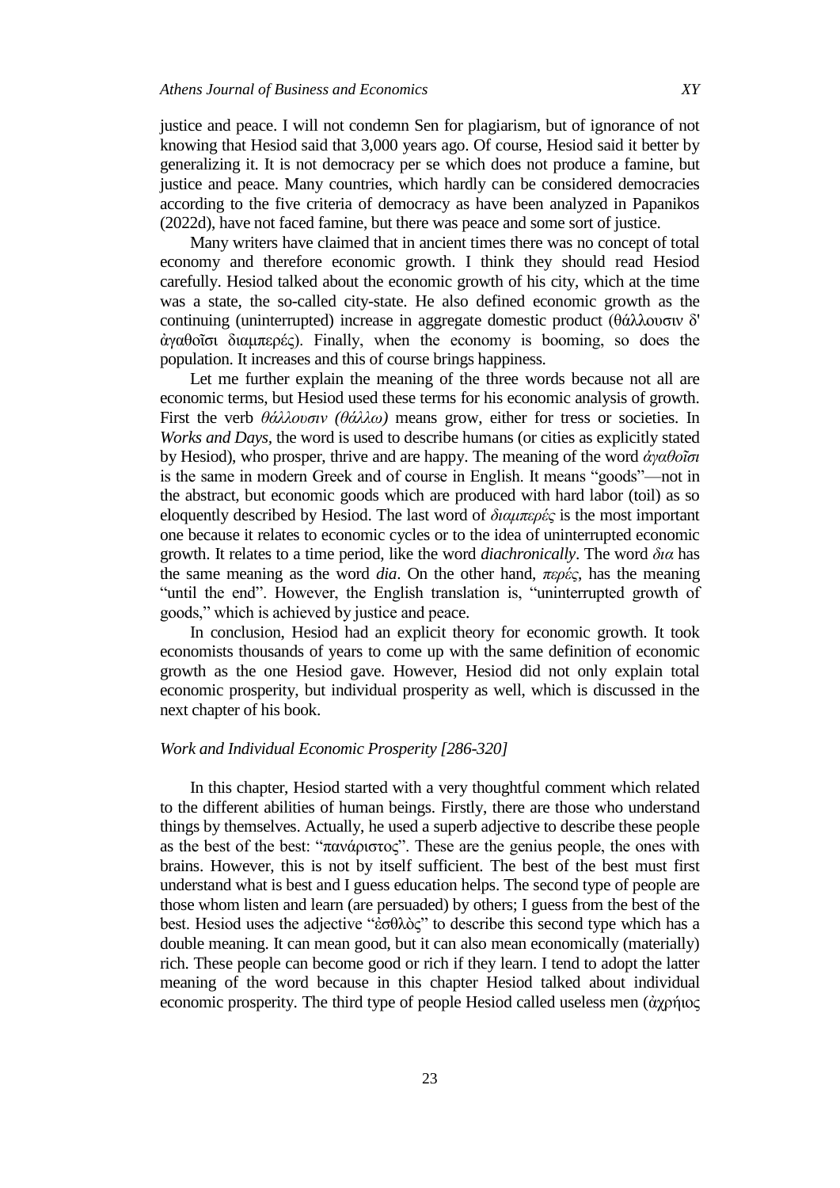justice and peace. I will not condemn Sen for plagiarism, but of ignorance of not knowing that Hesiod said that 3,000 years ago. Of course, Hesiod said it better by generalizing it. It is not democracy per se which does not produce a famine, but justice and peace. Many countries, which hardly can be considered democracies according to the five criteria of democracy as have been analyzed in Papanikos (2022d), have not faced famine, but there was peace and some sort of justice.

Many writers have claimed that in ancient times there was no concept of total economy and therefore economic growth. I think they should read Hesiod carefully. Hesiod talked about the economic growth of his city, which at the time was a state, the so-called city-state. He also defined economic growth as the continuing (uninterrupted) increase in aggregate domestic product (θάλλουσιν δ' ἀγαθοῖσι διαμπερές). Finally, when the economy is booming, so does the population. It increases and this of course brings happiness.

Let me further explain the meaning of the three words because not all are economic terms, but Hesiod used these terms for his economic analysis of growth. First the verb *θάλλουσιν (θάλλω)* means grow, either for tress or societies. In *Works and Days*, the word is used to describe humans (or cities as explicitly stated by Hesiod), who prosper, thrive and are happy. The meaning of the word *ἀγαθοῖσι* is the same in modern Greek and of course in English. It means "goods"—not in the abstract, but economic goods which are produced with hard labor (toil) as so eloquently described by Hesiod. The last word of *διαμπερές* is the most important one because it relates to economic cycles or to the idea of uninterrupted economic growth. It relates to a time period, like the word *diachronically*. The word *δια* has the same meaning as the word *dia*. On the other hand, *περές*, has the meaning "until the end". However, the English translation is, "uninterrupted growth of goods," which is achieved by justice and peace.

In conclusion, Hesiod had an explicit theory for economic growth. It took economists thousands of years to come up with the same definition of economic growth as the one Hesiod gave. However, Hesiod did not only explain total economic prosperity, but individual prosperity as well, which is discussed in the next chapter of his book.

### *Work and Individual Economic Prosperity [286-320]*

In this chapter, Hesiod started with a very thoughtful comment which related to the different abilities of human beings. Firstly, there are those who understand things by themselves. Actually, he used a superb adjective to describe these people as the best of the best: "πανάριστος". These are the genius people, the ones with brains. However, this is not by itself sufficient. The best of the best must first understand what is best and I guess education helps. The second type of people are those whom listen and learn (are persuaded) by others; I guess from the best of the best. Hesiod uses the adjective "ἐσθλὸς" to describe this second type which has a double meaning. It can mean good, but it can also mean economically (materially) rich. These people can become good or rich if they learn. I tend to adopt the latter meaning of the word because in this chapter Hesiod talked about individual economic prosperity. The third type of people Hesiod called useless men (ἀχρήιος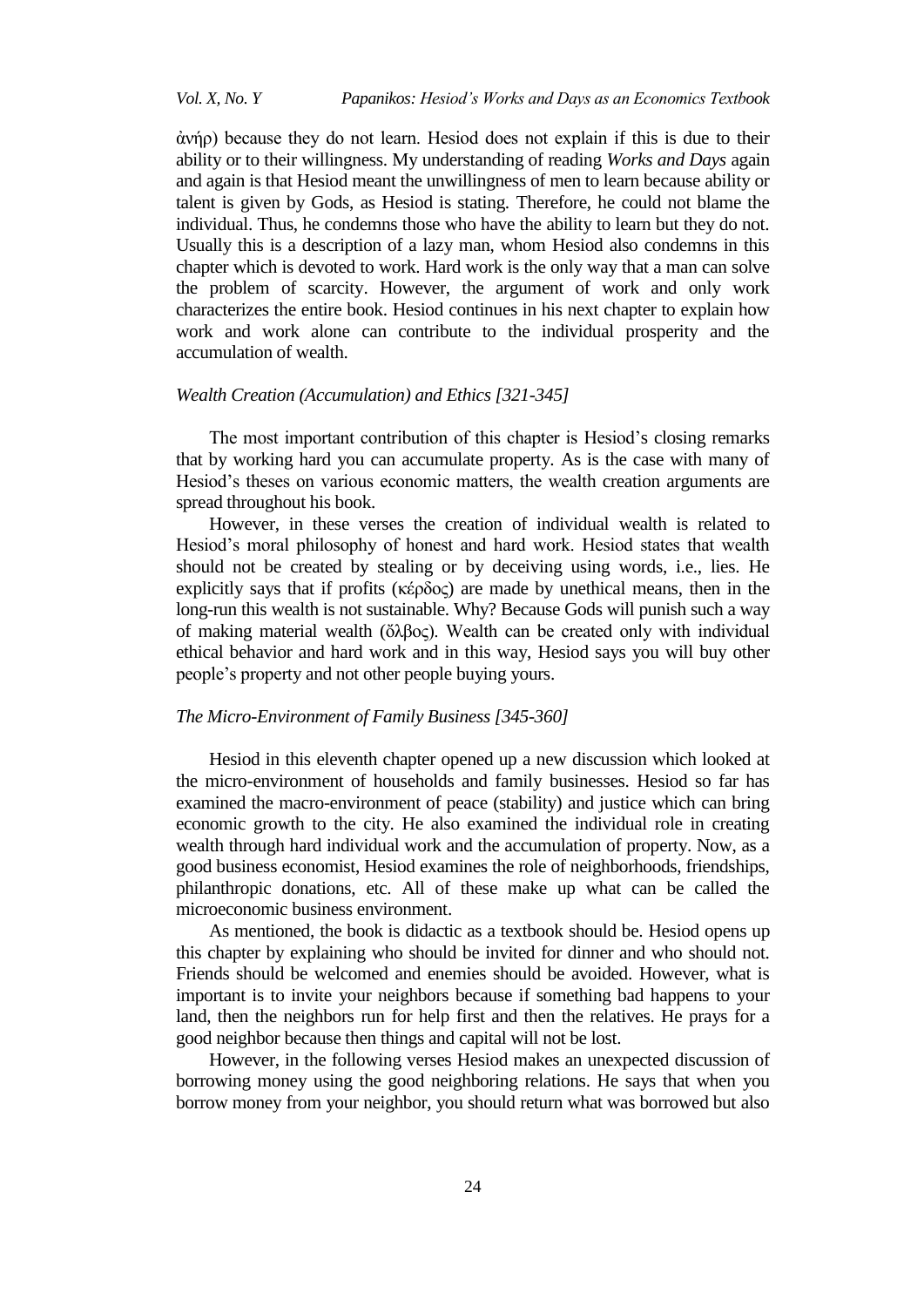ἀνήρ) because they do not learn. Hesiod does not explain if this is due to their ability or to their willingness. My understanding of reading *Works and Days* again and again is that Hesiod meant the unwillingness of men to learn because ability or talent is given by Gods, as Hesiod is stating. Therefore, he could not blame the individual. Thus, he condemns those who have the ability to learn but they do not. Usually this is a description of a lazy man, whom Hesiod also condemns in this chapter which is devoted to work. Hard work is the only way that a man can solve the problem of scarcity. However, the argument of work and only work characterizes the entire book. Hesiod continues in his next chapter to explain how work and work alone can contribute to the individual prosperity and the accumulation of wealth.

### *Wealth Creation (Accumulation) and Ethics [321-345]*

The most important contribution of this chapter is Hesiod's closing remarks that by working hard you can accumulate property. As is the case with many of Hesiod's theses on various economic matters, the wealth creation arguments are spread throughout his book.

However, in these verses the creation of individual wealth is related to Hesiod's moral philosophy of honest and hard work. Hesiod states that wealth should not be created by stealing or by deceiving using words, i.e., lies. He explicitly says that if profits (κέρδος) are made by unethical means, then in the long-run this wealth is not sustainable. Why? Because Gods will punish such a way of making material wealth (ὄλβος). Wealth can be created only with individual ethical behavior and hard work and in this way, Hesiod says you will buy other people's property and not other people buying yours.

### *The Micro-Environment of Family Business [345-360]*

Hesiod in this eleventh chapter opened up a new discussion which looked at the micro-environment of households and family businesses. Hesiod so far has examined the macro-environment of peace (stability) and justice which can bring economic growth to the city. He also examined the individual role in creating wealth through hard individual work and the accumulation of property. Now, as a good business economist, Hesiod examines the role of neighborhoods, friendships, philanthropic donations, etc. All of these make up what can be called the microeconomic business environment.

As mentioned, the book is didactic as a textbook should be. Hesiod opens up this chapter by explaining who should be invited for dinner and who should not. Friends should be welcomed and enemies should be avoided. However, what is important is to invite your neighbors because if something bad happens to your land, then the neighbors run for help first and then the relatives. He prays for a good neighbor because then things and capital will not be lost.

However, in the following verses Hesiod makes an unexpected discussion of borrowing money using the good neighboring relations. He says that when you borrow money from your neighbor, you should return what was borrowed but also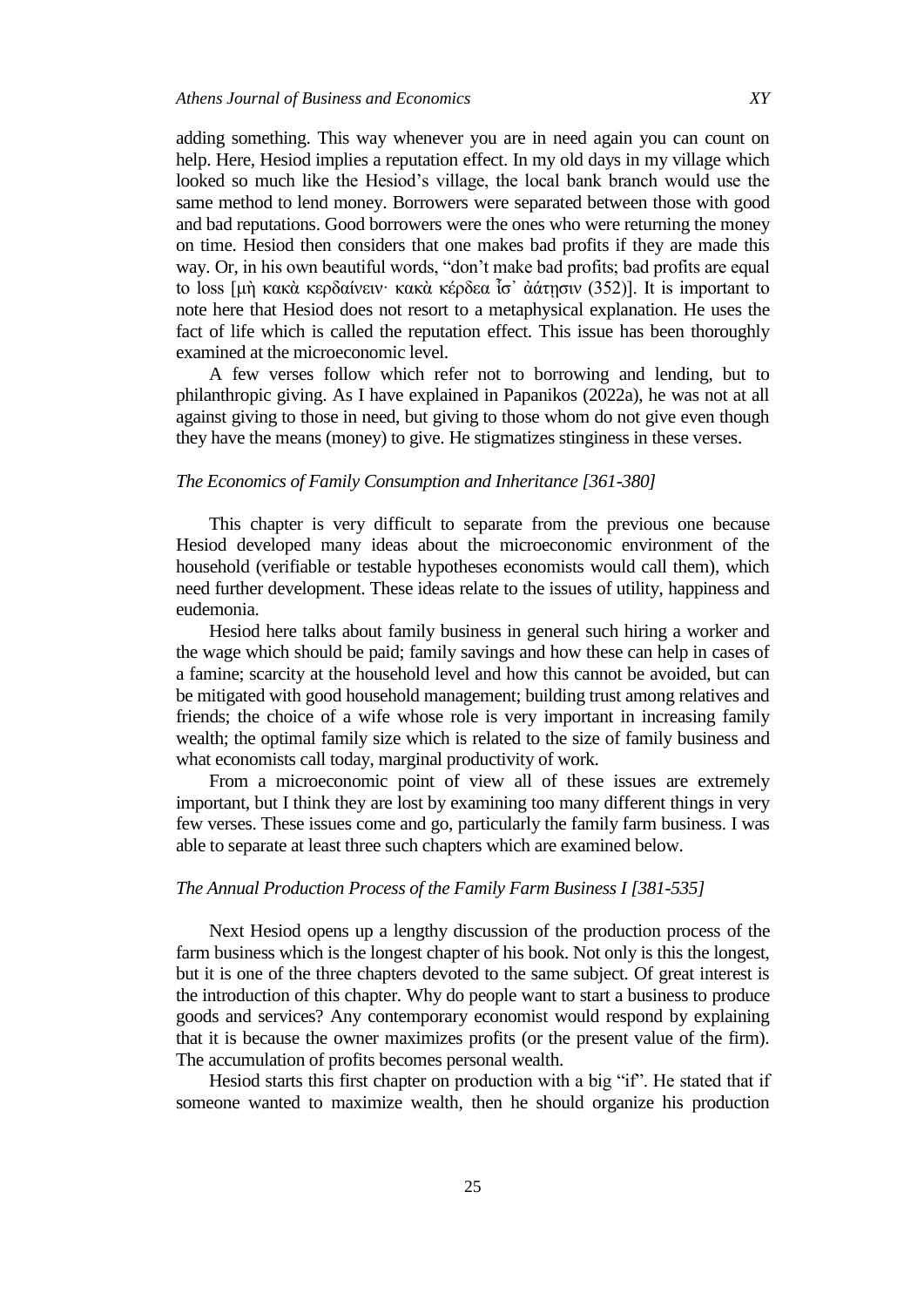adding something. This way whenever you are in need again you can count on help. Here, Hesiod implies a reputation effect. In my old days in my village which looked so much like the Hesiod's village, the local bank branch would use the same method to lend money. Borrowers were separated between those with good and bad reputations. Good borrowers were the ones who were returning the money on time. Hesiod then considers that one makes bad profits if they are made this way. Or, in his own beautiful words, "don't make bad profits; bad profits are equal to loss [μὴ κακὰ κερδαίνειν· κακὰ κέρδεα ἶσ᾽ ἀάτησιν (352)]. It is important to note here that Hesiod does not resort to a metaphysical explanation. He uses the fact of life which is called the reputation effect. This issue has been thoroughly examined at the microeconomic level.

A few verses follow which refer not to borrowing and lending, but to philanthropic giving. As I have explained in Papanikos (2022a), he was not at all against giving to those in need, but giving to those whom do not give even though they have the means (money) to give. He stigmatizes stinginess in these verses.

### *The Economics of Family Consumption and Inheritance [361-380]*

This chapter is very difficult to separate from the previous one because Hesiod developed many ideas about the microeconomic environment of the household (verifiable or testable hypotheses economists would call them), which need further development. These ideas relate to the issues of utility, happiness and eudemonia.

Hesiod here talks about family business in general such hiring a worker and the wage which should be paid; family savings and how these can help in cases of a famine; scarcity at the household level and how this cannot be avoided, but can be mitigated with good household management; building trust among relatives and friends; the choice of a wife whose role is very important in increasing family wealth; the optimal family size which is related to the size of family business and what economists call today, marginal productivity of work.

From a microeconomic point of view all of these issues are extremely important, but I think they are lost by examining too many different things in very few verses. These issues come and go, particularly the family farm business. I was able to separate at least three such chapters which are examined below.

### *The Annual Production Process of the Family Farm Business I [381-535]*

Next Hesiod opens up a lengthy discussion of the production process of the farm business which is the longest chapter of his book. Not only is this the longest, but it is one of the three chapters devoted to the same subject. Of great interest is the introduction of this chapter. Why do people want to start a business to produce goods and services? Any contemporary economist would respond by explaining that it is because the owner maximizes profits (or the present value of the firm). The accumulation of profits becomes personal wealth.

Hesiod starts this first chapter on production with a big "if". He stated that if someone wanted to maximize wealth, then he should organize his production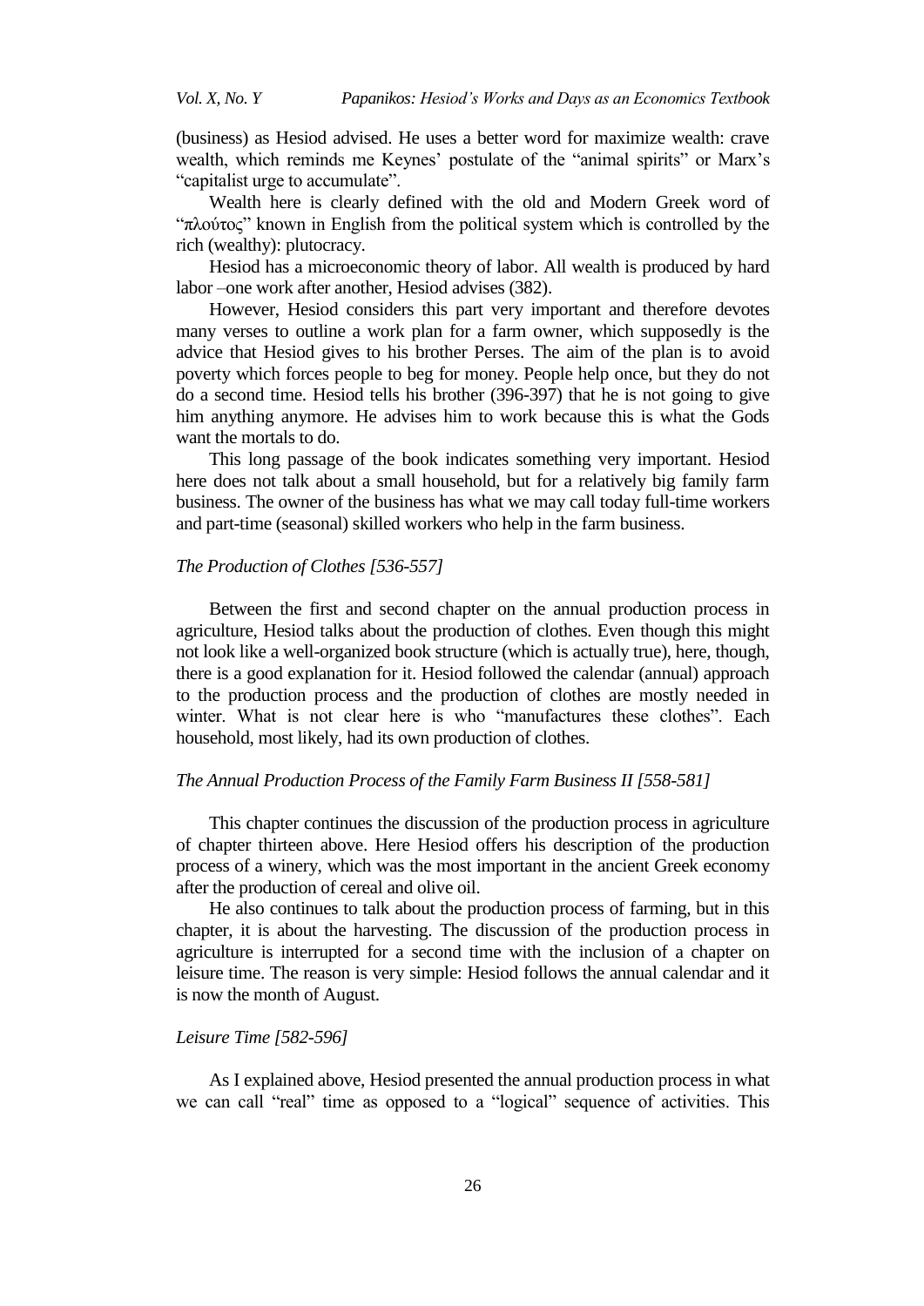(business) as Hesiod advised. He uses a better word for maximize wealth: crave wealth, which reminds me Keynes' postulate of the "animal spirits" or Marx's "capitalist urge to accumulate".

Wealth here is clearly defined with the old and Modern Greek word of "πλούτος" known in English from the political system which is controlled by the rich (wealthy): plutocracy.

Hesiod has a microeconomic theory of labor. All wealth is produced by hard labor –one work after another, Hesiod advises (382).

However, Hesiod considers this part very important and therefore devotes many verses to outline a work plan for a farm owner, which supposedly is the advice that Hesiod gives to his brother Perses. The aim of the plan is to avoid poverty which forces people to beg for money. People help once, but they do not do a second time. Hesiod tells his brother (396-397) that he is not going to give him anything anymore. He advises him to work because this is what the Gods want the mortals to do.

This long passage of the book indicates something very important. Hesiod here does not talk about a small household, but for a relatively big family farm business. The owner of the business has what we may call today full-time workers and part-time (seasonal) skilled workers who help in the farm business.

### *The Production of Clothes [536-557]*

Between the first and second chapter on the annual production process in agriculture, Hesiod talks about the production of clothes. Even though this might not look like a well-organized book structure (which is actually true), here, though, there is a good explanation for it. Hesiod followed the calendar (annual) approach to the production process and the production of clothes are mostly needed in winter. What is not clear here is who "manufactures these clothes". Each household, most likely, had its own production of clothes.

### *The Annual Production Process of the Family Farm Business II [558-581]*

This chapter continues the discussion of the production process in agriculture of chapter thirteen above. Here Hesiod offers his description of the production process of a winery, which was the most important in the ancient Greek economy after the production of cereal and olive oil.

He also continues to talk about the production process of farming, but in this chapter, it is about the harvesting. The discussion of the production process in agriculture is interrupted for a second time with the inclusion of a chapter on leisure time. The reason is very simple: Hesiod follows the annual calendar and it is now the month of August.

### *Leisure Time [582-596]*

As I explained above, Hesiod presented the annual production process in what we can call "real" time as opposed to a "logical" sequence of activities. This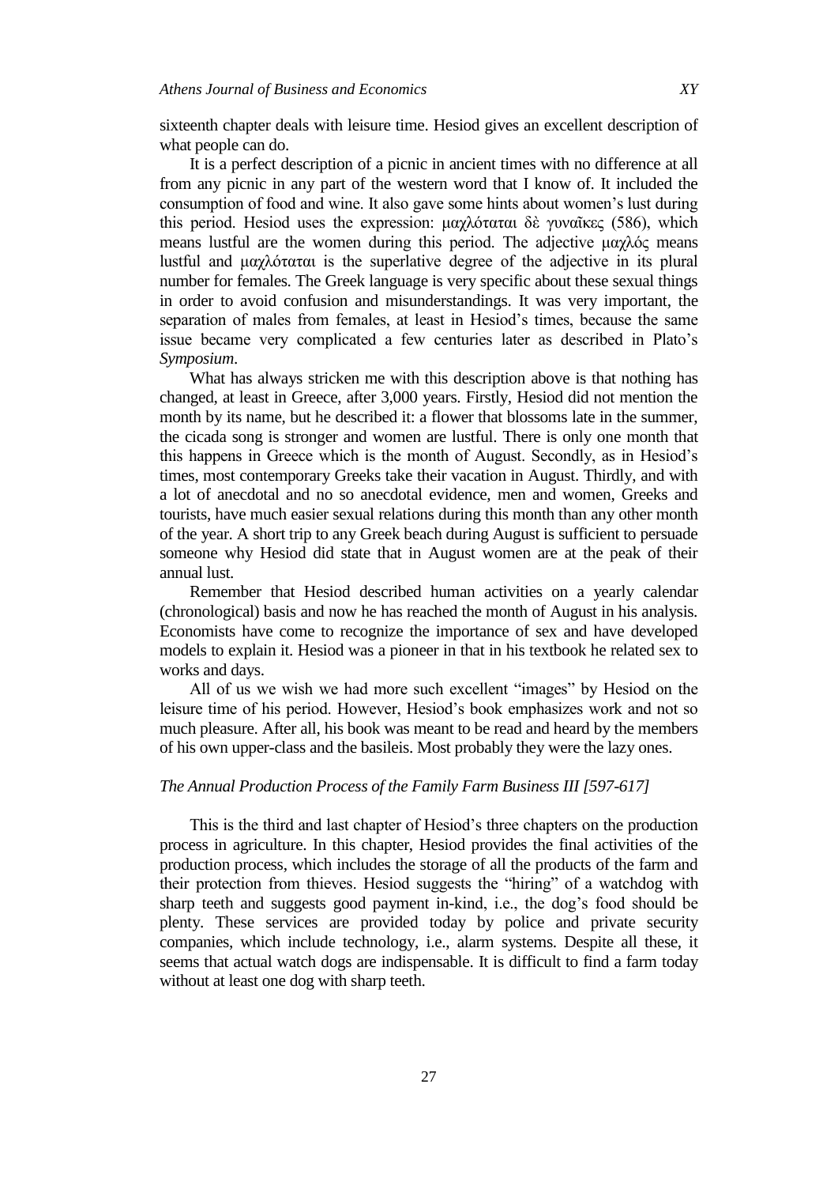sixteenth chapter deals with leisure time. Hesiod gives an excellent description of what people can do.

It is a perfect description of a picnic in ancient times with no difference at all from any picnic in any part of the western word that I know of. It included the consumption of food and wine. It also gave some hints about women's lust during this period. Hesiod uses the expression: μαχλόταται δὲ γυναῖκες (586), which means lustful are the women during this period. The adjective μαχλός means lustful and μαχλόταται is the superlative degree of the adjective in its plural number for females. The Greek language is very specific about these sexual things in order to avoid confusion and misunderstandings. It was very important, the separation of males from females, at least in Hesiod's times, because the same issue became very complicated a few centuries later as described in Plato's *Symposium*.

What has always stricken me with this description above is that nothing has changed, at least in Greece, after 3,000 years. Firstly, Hesiod did not mention the month by its name, but he described it: a flower that blossoms late in the summer, the cicada song is stronger and women are lustful. There is only one month that this happens in Greece which is the month of August. Secondly, as in Hesiod's times, most contemporary Greeks take their vacation in August. Thirdly, and with a lot of anecdotal and no so anecdotal evidence, men and women, Greeks and tourists, have much easier sexual relations during this month than any other month of the year. A short trip to any Greek beach during August is sufficient to persuade someone why Hesiod did state that in August women are at the peak of their annual lust.

Remember that Hesiod described human activities on a yearly calendar (chronological) basis and now he has reached the month of August in his analysis. Economists have come to recognize the importance of sex and have developed models to explain it. Hesiod was a pioneer in that in his textbook he related sex to works and days.

All of us we wish we had more such excellent "images" by Hesiod on the leisure time of his period. However, Hesiod's book emphasizes work and not so much pleasure. After all, his book was meant to be read and heard by the members of his own upper-class and the basileis. Most probably they were the lazy ones.

### *The Annual Production Process of the Family Farm Business III [597-617]*

This is the third and last chapter of Hesiod's three chapters on the production process in agriculture. In this chapter, Hesiod provides the final activities of the production process, which includes the storage of all the products of the farm and their protection from thieves. Hesiod suggests the "hiring" of a watchdog with sharp teeth and suggests good payment in-kind, i.e., the dog's food should be plenty. These services are provided today by police and private security companies, which include technology, i.e., alarm systems. Despite all these, it seems that actual watch dogs are indispensable. It is difficult to find a farm today without at least one dog with sharp teeth.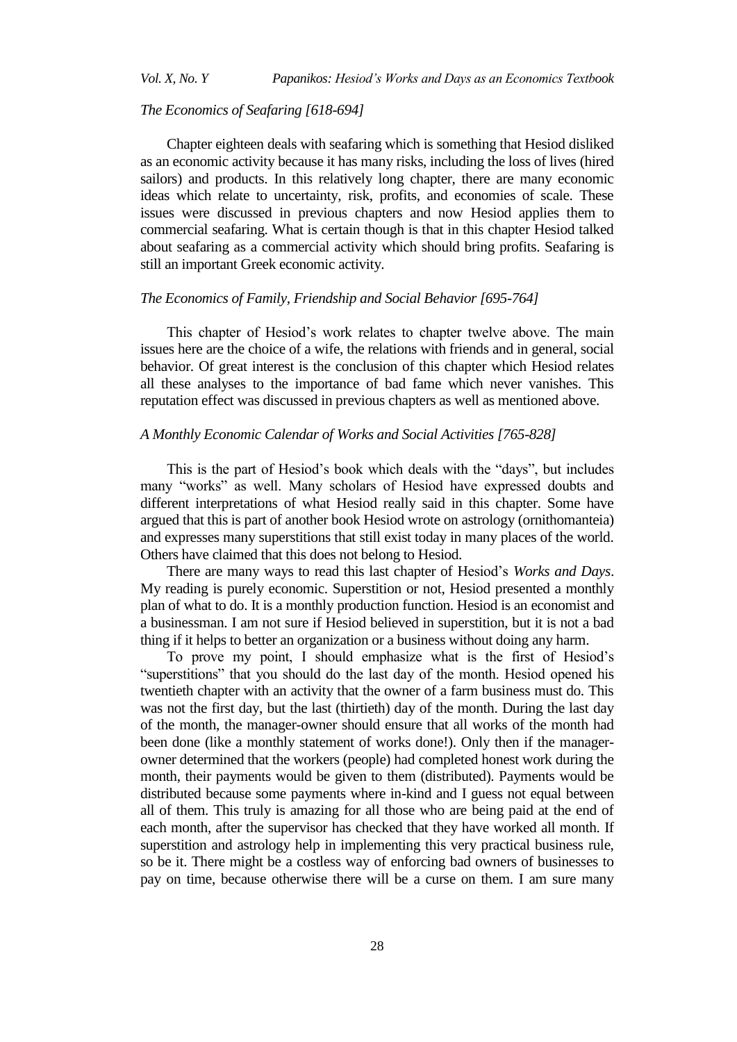*The Economics of Seafaring [618-694]*

Chapter eighteen deals with seafaring which is something that Hesiod disliked as an economic activity because it has many risks, including the loss of lives (hired sailors) and products. In this relatively long chapter, there are many economic ideas which relate to uncertainty, risk, profits, and economies of scale. These issues were discussed in previous chapters and now Hesiod applies them to commercial seafaring. What is certain though is that in this chapter Hesiod talked about seafaring as a commercial activity which should bring profits. Seafaring is still an important Greek economic activity.

*The Economics of Family, Friendship and Social Behavior [695-764]*

This chapter of Hesiod's work relates to chapter twelve above. The main issues here are the choice of a wife, the relations with friends and in general, social behavior. Of great interest is the conclusion of this chapter which Hesiod relates all these analyses to the importance of bad fame which never vanishes. This reputation effect was discussed in previous chapters as well as mentioned above.

*A Monthly Economic Calendar of Works and Social Activities [765-828]*

This is the part of Hesiod's book which deals with the "days", but includes many "works" as well. Many scholars of Hesiod have expressed doubts and different interpretations of what Hesiod really said in this chapter. Some have argued that this is part of another book Hesiod wrote on astrology (ornithomanteia) and expresses many superstitions that still exist today in many places of the world. Others have claimed that this does not belong to Hesiod.

There are many ways to read this last chapter of Hesiod's *Works and Days*. My reading is purely economic. Superstition or not, Hesiod presented a monthly plan of what to do. It is a monthly production function. Hesiod is an economist and a businessman. I am not sure if Hesiod believed in superstition, but it is not a bad thing if it helps to better an organization or a business without doing any harm.

To prove my point, I should emphasize what is the first of Hesiod's "superstitions" that you should do the last day of the month. Hesiod opened his twentieth chapter with an activity that the owner of a farm business must do. This was not the first day, but the last (thirtieth) day of the month. During the last day of the month, the manager-owner should ensure that all works of the month had been done (like a monthly statement of works done!). Only then if the manager-owner determined that the workers (people) had completed honest work during the month, their payments would be given to them (distributed). Payments would be distributed because some payments where in-kind and I guess not equal between all of them. This truly is amazing for all those who are being paid at the end of each month, after the supervisor has checked that they have worked all month. If superstition and astrology help in implementing this very practical business rule, so be it. There might be a costless way of enforcing bad owners of businesses to pay on time, because otherwise there will be a curse on them. I am sure many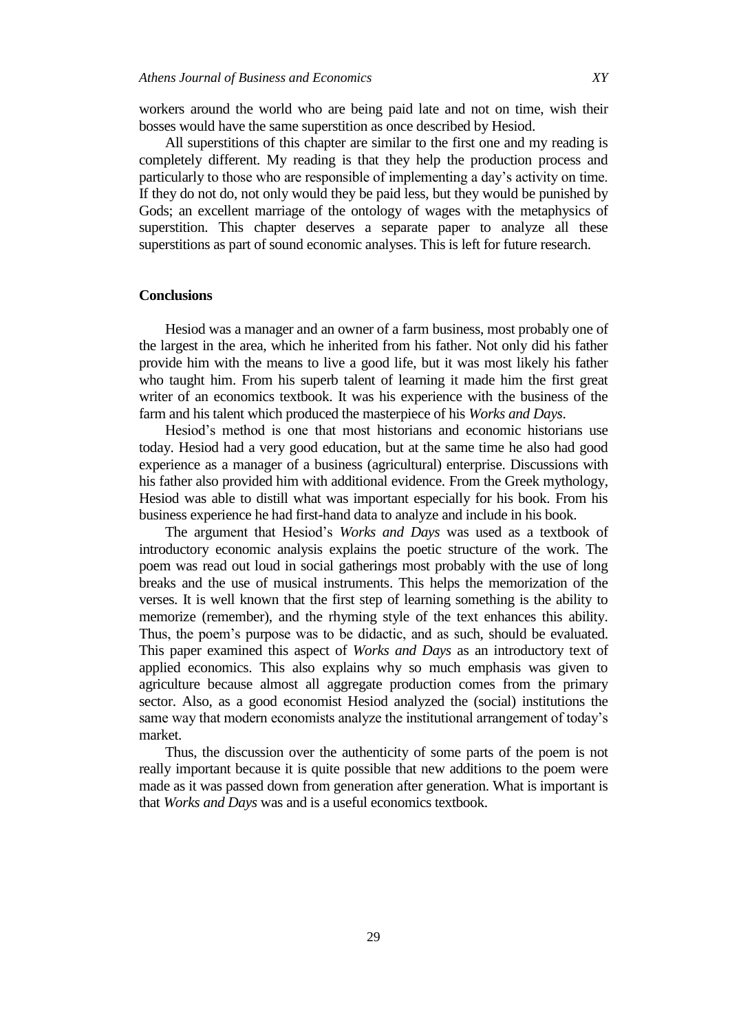workers around the world who are being paid late and not on time, wish their bosses would have the same superstition as once described by Hesiod.

All superstitions of this chapter are similar to the first one and my reading is completely different. My reading is that they help the production process and particularly to those who are responsible of implementing a day's activity on time. If they do not do, not only would they be paid less, but they would be punished by Gods; an excellent marriage of the ontology of wages with the metaphysics of superstition. This chapter deserves a separate paper to analyze all these superstitions as part of sound economic analyses. This is left for future research.

## Conclusions

Hesiod was a manager and an owner of a farm business, most probably one of the largest in the area, which he inherited from his father. Not only did his father provide him with the means to live a good life, but it was most likely his father who taught him. From his superb talent of learning it made him the first great writer of an economics textbook. It was his experience with the business of the farm and his talent which produced the masterpiece of his *Works and Days*.

Hesiod's method is one that most historians and economic historians use today. Hesiod had a very good education, but at the same time he also had good experience as a manager of a business (agricultural) enterprise. Discussions with his father also provided him with additional evidence. From the Greek mythology, Hesiod was able to distill what was important especially for his book. From his business experience he had first-hand data to analyze and include in his book.

The argument that Hesiod's *Works and Days* was used as a textbook of introductory economic analysis explains the poetic structure of the work. The poem was read out loud in social gatherings most probably with the use of long breaks and the use of musical instruments. This helps the memorization of the verses. It is well known that the first step of learning something is the ability to memorize (remember), and the rhyming style of the text enhances this ability. Thus, the poem's purpose was to be didactic, and as such, should be evaluated. This paper examined this aspect of *Works and Days* as an introductory text of applied economics. This also explains why so much emphasis was given to agriculture because almost all aggregate production comes from the primary sector. Also, as a good economist Hesiod analyzed the (social) institutions the same way that modern economists analyze the institutional arrangement of today's market.

Thus, the discussion over the authenticity of some parts of the poem is not really important because it is quite possible that new additions to the poem were made as it was passed down from generation after generation. What is important is that *Works and Days* was and is a useful economics textbook.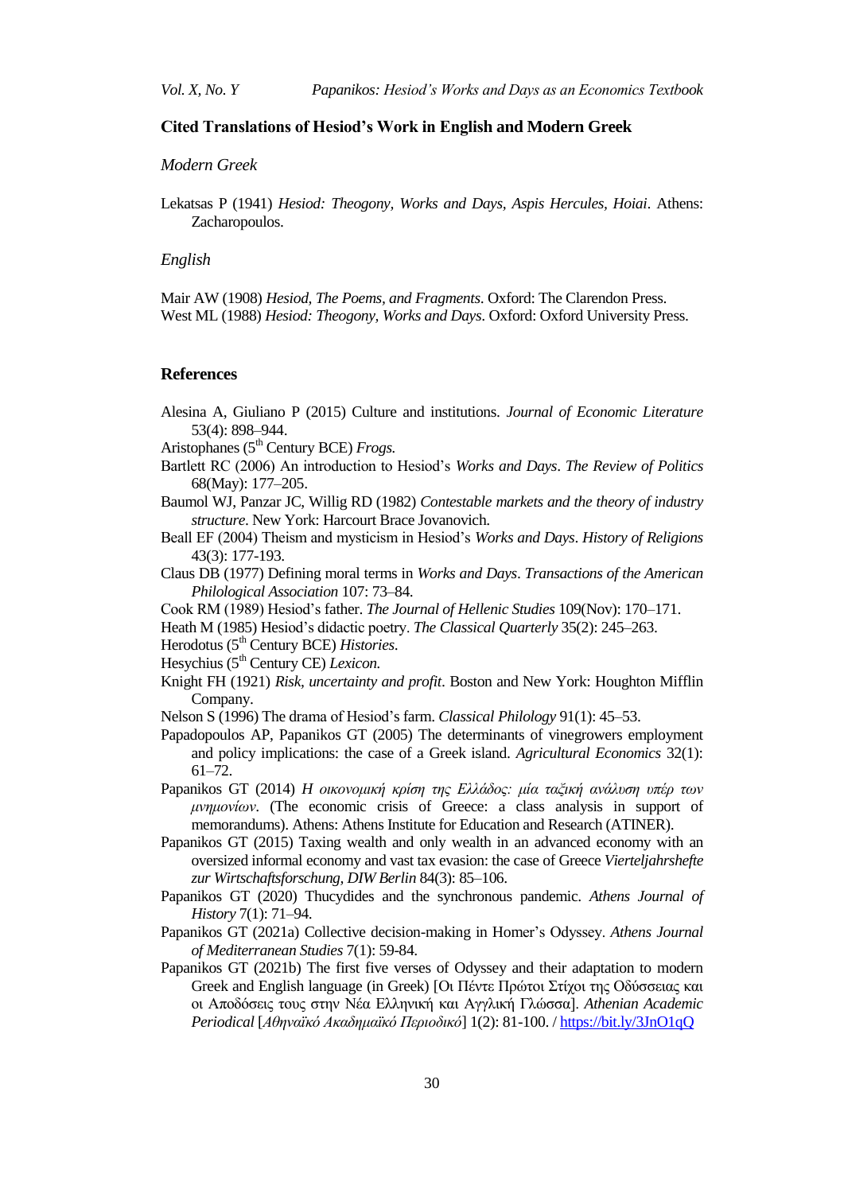### Cited Translations of Hesiod's Work in English and Modern Greek

*Modern Greek*

Lekatsas P (1941) *Hesiod: Theogony*, *Works and Days*, *Aspis Hercules*, *Hoiai*. Athens: Zacharopoulos.

*English*

Mair AW (1908) *Hesiod, The Poems, and Fragments*. Oxford: The Clarendon Press.
West ML (1988) *Hesiod: Theogony, Works and Days*. Oxford: Oxford University Press.

## References

Alesina A, Giuliano P (2015) Culture and institutions. *Journal of Economic Literature* 53(4): 898–944.

Aristophanes (5th Century BCE) *Frogs.*

Bartlett RC (2006) An introduction to Hesiod's *Works and Days*. *The Review of Politics* 68(May): 177–205.

Baumol WJ, Panzar JC, Willig RD (1982) *Contestable markets and the theory of industry structure*. New York: Harcourt Brace Jovanovich.

Beall EF (2004) Theism and mysticism in Hesiod's *Works and Days*. *History of Religions* 43(3): 177-193.

Claus DB (1977) Defining moral terms in *Works and Days*. *Transactions of the American Philological Association* 107: 73–84.

Cook RM (1989) Hesiod's father. *The Journal of Hellenic Studies* 109(Nov): 170–171.

Heath M (1985) Hesiod's didactic poetry. *The Classical Quarterly* 35(2): 245–263.

Herodotus (5th Century BCE) *Histories*.

Hesychius (5th Century CE) *Lexicon.*

Knight FH (1921) *Risk, uncertainty and profit*. Boston and New York: Houghton Mifflin Company.

Nelson S (1996) The drama of Hesiod's farm. *Classical Philology* 91(1): 45–53.

Papadopoulos AP, Papanikos GT (2005) The determinants of vinegrowers employment and policy implications: the case of a Greek island. *Agricultural Economics* 32(1): 61–72.

Papanikos GT (2014) *Η οικονομική κρίση της Ελλάδος: μία ταξική ανάλυση υπέρ των μνημονίων*. (The economic crisis of Greece: a class analysis in support of memorandums). Athens: Athens Institute for Education and Research (ATINER).

Papanikos GT (2015) Taxing wealth and only wealth in an advanced economy with an oversized informal economy and vast tax evasion: the case of Greece *Vierteljahrshefte zur Wirtschaftsforschung, DIW Berlin* 84(3): 85–106.

Papanikos GT (2020) Thucydides and the synchronous pandemic. *Athens Journal of History* 7(1): 71–94.

Papanikos GT (2021a) Collective decision-making in Homer's Odyssey. *Athens Journal of Mediterranean Studies* 7(1): 59-84.

Papanikos GT (2021b) The first five verses of Odyssey and their adaptation to modern Greek and English language (in Greek) [Οι Πέντε Πρώτοι Στίχοι της Οδύσσειας και οι Αποδόσεις τους στην Νέα Ελληνική και Αγγλική Γλώσσα]. *Athenian Academic Periodical* [*Αθηναϊκό Ακαδημαϊκό Περιοδικό*] 1(2): 81-100. / https://bit.ly/3JnO1qQ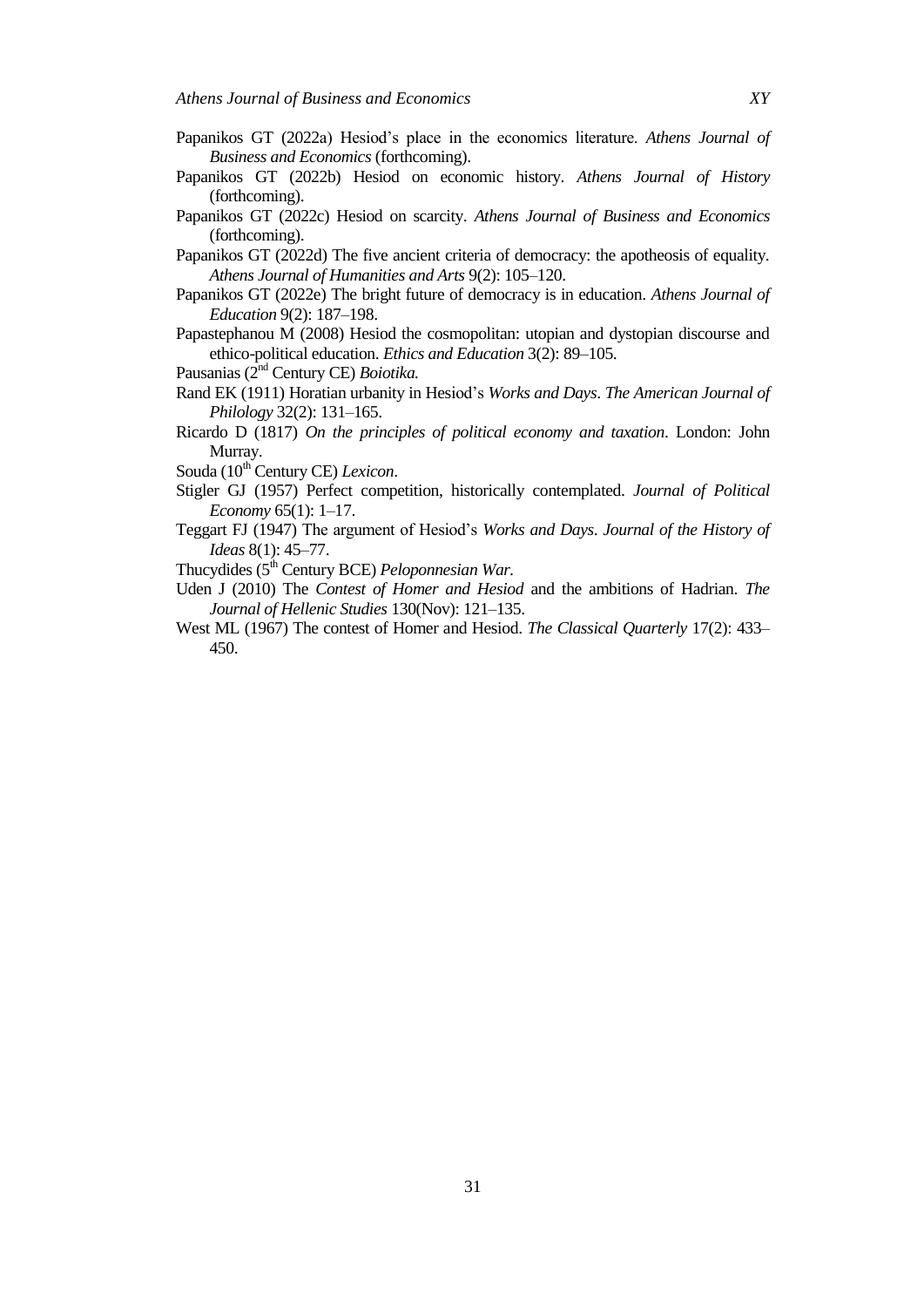Papanikos GT (2022a) Hesiod's place in the economics literature. *Athens Journal of Business and Economics* (forthcoming).

Papanikos GT (2022b) Hesiod on economic history. *Athens Journal of History* (forthcoming).

Papanikos GT (2022c) Hesiod on scarcity. *Athens Journal of Business and Economics* (forthcoming).

Papanikos GT (2022d) The five ancient criteria of democracy: the apotheosis of equality. *Athens Journal of Humanities and Arts* 9(2): 105–120.

Papanikos GT (2022e) The bright future of democracy is in education. *Athens Journal of Education* 9(2): 187–198.

Papastephanou M (2008) Hesiod the cosmopolitan: utopian and dystopian discourse and ethico-political education. *Ethics and Education* 3(2): 89–105.

Pausanias (2nd Century CE) *Boiotika.*

Rand EK (1911) Horatian urbanity in Hesiod's *Works and Days*. *The American Journal of Philology* 32(2): 131–165.

Ricardo D (1817) *On the principles of political economy and taxation*. London: John Murray.

Souda (10th Century CE) *Lexicon*.

Stigler GJ (1957) Perfect competition, historically contemplated. *Journal of Political Economy* 65(1): 1–17.

Teggart FJ (1947) The argument of Hesiod's *Works and Days*. *Journal of the History of Ideas* 8(1): 45–77.

Thucydides (5th Century BCE) *Peloponnesian War.*

Uden J (2010) The *Contest of Homer and Hesiod* and the ambitions of Hadrian. *The Journal of Hellenic Studies* 130(Nov): 121–135.

West ML (1967) The contest of Homer and Hesiod. *The Classical Quarterly* 17(2): 433–450.